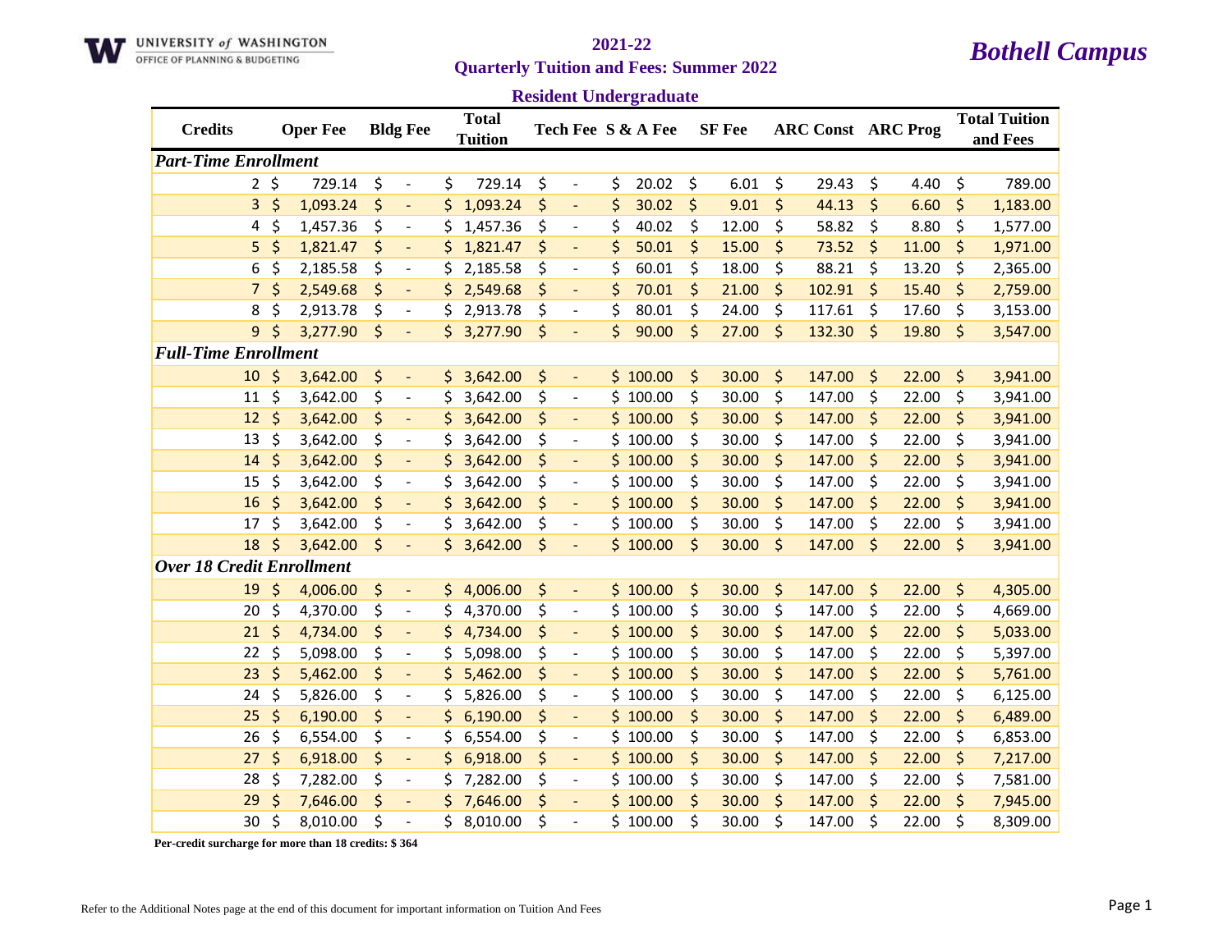UNIVERSITY of WASHINGTON
OFFICE OF PLANNING & BUDGETING

# 2021-22

## Quarterly Tuition and Fees: Summer 2022

## *Bothell Campus*

### Resident Undergraduate

| Credits | Oper Fee | Bldg Fee | Total Tuition | Tech Fee | S & A Fee | SF Fee | ARC Const | ARC Prog | Total Tuition and Fees |
|---|---|---|---|---|---|---|---|---|---|
| ***Part-Time Enrollment*** | | | | | | | | | |
| 2 | $ 729.14 | $ - | $ 729.14 | $ - | $ 20.02 | $ 6.01 | $ 29.43 | $ 4.40 | $ 789.00 |
| 3 | $ 1,093.24 | $ - | $ 1,093.24 | $ - | $ 30.02 | $ 9.01 | $ 44.13 | $ 6.60 | $ 1,183.00 |
| 4 | $ 1,457.36 | $ - | $ 1,457.36 | $ - | $ 40.02 | $ 12.00 | $ 58.82 | $ 8.80 | $ 1,577.00 |
| 5 | $ 1,821.47 | $ - | $ 1,821.47 | $ - | $ 50.01 | $ 15.00 | $ 73.52 | $ 11.00 | $ 1,971.00 |
| 6 | $ 2,185.58 | $ - | $ 2,185.58 | $ - | $ 60.01 | $ 18.00 | $ 88.21 | $ 13.20 | $ 2,365.00 |
| 7 | $ 2,549.68 | $ - | $ 2,549.68 | $ - | $ 70.01 | $ 21.00 | $ 102.91 | $ 15.40 | $ 2,759.00 |
| 8 | $ 2,913.78 | $ - | $ 2,913.78 | $ - | $ 80.01 | $ 24.00 | $ 117.61 | $ 17.60 | $ 3,153.00 |
| 9 | $ 3,277.90 | $ - | $ 3,277.90 | $ - | $ 90.00 | $ 27.00 | $ 132.30 | $ 19.80 | $ 3,547.00 |
| ***Full-Time Enrollment*** | | | | | | | | | |
| 10 | $ 3,642.00 | $ - | $ 3,642.00 | $ - | $ 100.00 | $ 30.00 | $ 147.00 | $ 22.00 | $ 3,941.00 |
| 11 | $ 3,642.00 | $ - | $ 3,642.00 | $ - | $ 100.00 | $ 30.00 | $ 147.00 | $ 22.00 | $ 3,941.00 |
| 12 | $ 3,642.00 | $ - | $ 3,642.00 | $ - | $ 100.00 | $ 30.00 | $ 147.00 | $ 22.00 | $ 3,941.00 |
| 13 | $ 3,642.00 | $ - | $ 3,642.00 | $ - | $ 100.00 | $ 30.00 | $ 147.00 | $ 22.00 | $ 3,941.00 |
| 14 | $ 3,642.00 | $ - | $ 3,642.00 | $ - | $ 100.00 | $ 30.00 | $ 147.00 | $ 22.00 | $ 3,941.00 |
| 15 | $ 3,642.00 | $ - | $ 3,642.00 | $ - | $ 100.00 | $ 30.00 | $ 147.00 | $ 22.00 | $ 3,941.00 |
| 16 | $ 3,642.00 | $ - | $ 3,642.00 | $ - | $ 100.00 | $ 30.00 | $ 147.00 | $ 22.00 | $ 3,941.00 |
| 17 | $ 3,642.00 | $ - | $ 3,642.00 | $ - | $ 100.00 | $ 30.00 | $ 147.00 | $ 22.00 | $ 3,941.00 |
| 18 | $ 3,642.00 | $ - | $ 3,642.00 | $ - | $ 100.00 | $ 30.00 | $ 147.00 | $ 22.00 | $ 3,941.00 |
| ***Over 18 Credit Enrollment*** | | | | | | | | | |
| 19 | $ 4,006.00 | $ - | $ 4,006.00 | $ - | $ 100.00 | $ 30.00 | $ 147.00 | $ 22.00 | $ 4,305.00 |
| 20 | $ 4,370.00 | $ - | $ 4,370.00 | $ - | $ 100.00 | $ 30.00 | $ 147.00 | $ 22.00 | $ 4,669.00 |
| 21 | $ 4,734.00 | $ - | $ 4,734.00 | $ - | $ 100.00 | $ 30.00 | $ 147.00 | $ 22.00 | $ 5,033.00 |
| 22 | $ 5,098.00 | $ - | $ 5,098.00 | $ - | $ 100.00 | $ 30.00 | $ 147.00 | $ 22.00 | $ 5,397.00 |
| 23 | $ 5,462.00 | $ - | $ 5,462.00 | $ - | $ 100.00 | $ 30.00 | $ 147.00 | $ 22.00 | $ 5,761.00 |
| 24 | $ 5,826.00 | $ - | $ 5,826.00 | $ - | $ 100.00 | $ 30.00 | $ 147.00 | $ 22.00 | $ 6,125.00 |
| 25 | $ 6,190.00 | $ - | $ 6,190.00 | $ - | $ 100.00 | $ 30.00 | $ 147.00 | $ 22.00 | $ 6,489.00 |
| 26 | $ 6,554.00 | $ - | $ 6,554.00 | $ - | $ 100.00 | $ 30.00 | $ 147.00 | $ 22.00 | $ 6,853.00 |
| 27 | $ 6,918.00 | $ - | $ 6,918.00 | $ - | $ 100.00 | $ 30.00 | $ 147.00 | $ 22.00 | $ 7,217.00 |
| 28 | $ 7,282.00 | $ - | $ 7,282.00 | $ - | $ 100.00 | $ 30.00 | $ 147.00 | $ 22.00 | $ 7,581.00 |
| 29 | $ 7,646.00 | $ - | $ 7,646.00 | $ - | $ 100.00 | $ 30.00 | $ 147.00 | $ 22.00 | $ 7,945.00 |
| 30 | $ 8,010.00 | $ - | $ 8,010.00 | $ - | $ 100.00 | $ 30.00 | $ 147.00 | $ 22.00 | $ 8,309.00 |

**Per-credit surcharge for more than 18 credits: $ 364**

Refer to the Additional Notes page at the end of this document for important information on Tuition And Fees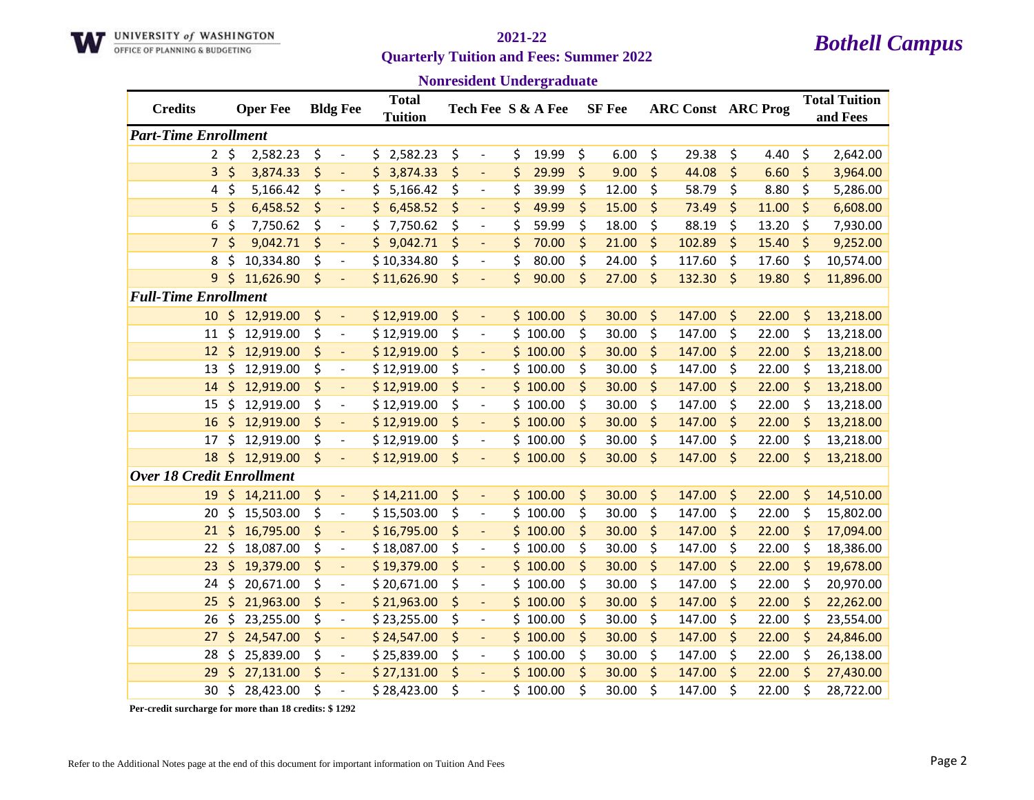UNIVERSITY of WASHINGTON
OFFICE OF PLANNING & BUDGETING

# 2021-22
## Quarterly Tuition and Fees: Summer 2022

*Bothell Campus*

### Nonresident Undergraduate

| Credits | Oper Fee | Bldg Fee | Total Tuition | Tech Fee | S & A Fee | SF Fee | ARC Const | ARC Prog | Total Tuition and Fees |
|---|---|---|---|---|---|---|---|---|---|
| ***Part-Time Enrollment*** | | | | | | | | | |
| 2 | $ 2,582.23 | $ - | $ 2,582.23 | $ - | $ 19.99 | $ 6.00 | $ 29.38 | $ 4.40 | $ 2,642.00 |
| 3 | $ 3,874.33 | $ - | $ 3,874.33 | $ - | $ 29.99 | $ 9.00 | $ 44.08 | $ 6.60 | $ 3,964.00 |
| 4 | $ 5,166.42 | $ - | $ 5,166.42 | $ - | $ 39.99 | $ 12.00 | $ 58.79 | $ 8.80 | $ 5,286.00 |
| 5 | $ 6,458.52 | $ - | $ 6,458.52 | $ - | $ 49.99 | $ 15.00 | $ 73.49 | $ 11.00 | $ 6,608.00 |
| 6 | $ 7,750.62 | $ - | $ 7,750.62 | $ - | $ 59.99 | $ 18.00 | $ 88.19 | $ 13.20 | $ 7,930.00 |
| 7 | $ 9,042.71 | $ - | $ 9,042.71 | $ - | $ 70.00 | $ 21.00 | $ 102.89 | $ 15.40 | $ 9,252.00 |
| 8 | $ 10,334.80 | $ - | $ 10,334.80 | $ - | $ 80.00 | $ 24.00 | $ 117.60 | $ 17.60 | $ 10,574.00 |
| 9 | $ 11,626.90 | $ - | $ 11,626.90 | $ - | $ 90.00 | $ 27.00 | $ 132.30 | $ 19.80 | $ 11,896.00 |
| ***Full-Time Enrollment*** | | | | | | | | | |
| 10 | $ 12,919.00 | $ - | $ 12,919.00 | $ - | $ 100.00 | $ 30.00 | $ 147.00 | $ 22.00 | $ 13,218.00 |
| 11 | $ 12,919.00 | $ - | $ 12,919.00 | $ - | $ 100.00 | $ 30.00 | $ 147.00 | $ 22.00 | $ 13,218.00 |
| 12 | $ 12,919.00 | $ - | $ 12,919.00 | $ - | $ 100.00 | $ 30.00 | $ 147.00 | $ 22.00 | $ 13,218.00 |
| 13 | $ 12,919.00 | $ - | $ 12,919.00 | $ - | $ 100.00 | $ 30.00 | $ 147.00 | $ 22.00 | $ 13,218.00 |
| 14 | $ 12,919.00 | $ - | $ 12,919.00 | $ - | $ 100.00 | $ 30.00 | $ 147.00 | $ 22.00 | $ 13,218.00 |
| 15 | $ 12,919.00 | $ - | $ 12,919.00 | $ - | $ 100.00 | $ 30.00 | $ 147.00 | $ 22.00 | $ 13,218.00 |
| 16 | $ 12,919.00 | $ - | $ 12,919.00 | $ - | $ 100.00 | $ 30.00 | $ 147.00 | $ 22.00 | $ 13,218.00 |
| 17 | $ 12,919.00 | $ - | $ 12,919.00 | $ - | $ 100.00 | $ 30.00 | $ 147.00 | $ 22.00 | $ 13,218.00 |
| 18 | $ 12,919.00 | $ - | $ 12,919.00 | $ - | $ 100.00 | $ 30.00 | $ 147.00 | $ 22.00 | $ 13,218.00 |
| ***Over 18 Credit Enrollment*** | | | | | | | | | |
| 19 | $ 14,211.00 | $ - | $ 14,211.00 | $ - | $ 100.00 | $ 30.00 | $ 147.00 | $ 22.00 | $ 14,510.00 |
| 20 | $ 15,503.00 | $ - | $ 15,503.00 | $ - | $ 100.00 | $ 30.00 | $ 147.00 | $ 22.00 | $ 15,802.00 |
| 21 | $ 16,795.00 | $ - | $ 16,795.00 | $ - | $ 100.00 | $ 30.00 | $ 147.00 | $ 22.00 | $ 17,094.00 |
| 22 | $ 18,087.00 | $ - | $ 18,087.00 | $ - | $ 100.00 | $ 30.00 | $ 147.00 | $ 22.00 | $ 18,386.00 |
| 23 | $ 19,379.00 | $ - | $ 19,379.00 | $ - | $ 100.00 | $ 30.00 | $ 147.00 | $ 22.00 | $ 19,678.00 |
| 24 | $ 20,671.00 | $ - | $ 20,671.00 | $ - | $ 100.00 | $ 30.00 | $ 147.00 | $ 22.00 | $ 20,970.00 |
| 25 | $ 21,963.00 | $ - | $ 21,963.00 | $ - | $ 100.00 | $ 30.00 | $ 147.00 | $ 22.00 | $ 22,262.00 |
| 26 | $ 23,255.00 | $ - | $ 23,255.00 | $ - | $ 100.00 | $ 30.00 | $ 147.00 | $ 22.00 | $ 23,554.00 |
| 27 | $ 24,547.00 | $ - | $ 24,547.00 | $ - | $ 100.00 | $ 30.00 | $ 147.00 | $ 22.00 | $ 24,846.00 |
| 28 | $ 25,839.00 | $ - | $ 25,839.00 | $ - | $ 100.00 | $ 30.00 | $ 147.00 | $ 22.00 | $ 26,138.00 |
| 29 | $ 27,131.00 | $ - | $ 27,131.00 | $ - | $ 100.00 | $ 30.00 | $ 147.00 | $ 22.00 | $ 27,430.00 |
| 30 | $ 28,423.00 | $ - | $ 28,423.00 | $ - | $ 100.00 | $ 30.00 | $ 147.00 | $ 22.00 | $ 28,722.00 |

**Per-credit surcharge for more than 18 credits: $ 1292**

Refer to the Additional Notes page at the end of this document for important information on Tuition And Fees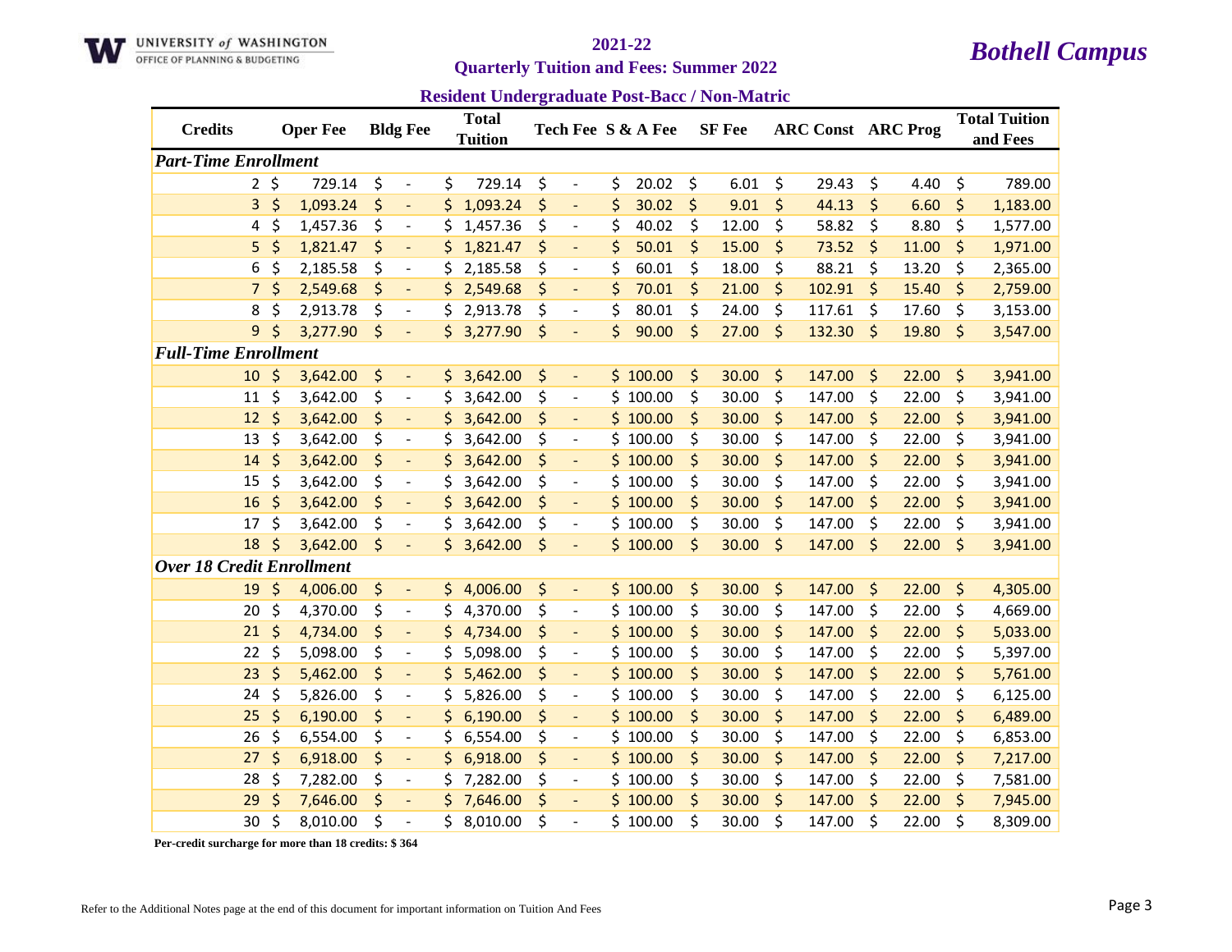UNIVERSITY *of* WASHINGTON
OFFICE OF PLANNING & BUDGETING

# 2021-22

## Quarterly Tuition and Fees: Summer 2022

# *Bothell Campus*

### Resident Undergraduate Post-Bacc / Non-Matric

| Credits | Oper Fee | Bldg Fee | Total Tuition | Tech Fee | S & A Fee | SF Fee | ARC Const | ARC Prog | Total Tuition and Fees |
|---|---|---|---|---|---|---|---|---|---|
| ***Part-Time Enrollment*** | | | | | | | | | |
| 2 | $ 729.14 | $ - | $ 729.14 | $ - | $ 20.02 | $ 6.01 | $ 29.43 | $ 4.40 | $ 789.00 |
| 3 | $ 1,093.24 | $ - | $ 1,093.24 | $ - | $ 30.02 | $ 9.01 | $ 44.13 | $ 6.60 | $ 1,183.00 |
| 4 | $ 1,457.36 | $ - | $ 1,457.36 | $ - | $ 40.02 | $ 12.00 | $ 58.82 | $ 8.80 | $ 1,577.00 |
| 5 | $ 1,821.47 | $ - | $ 1,821.47 | $ - | $ 50.01 | $ 15.00 | $ 73.52 | $ 11.00 | $ 1,971.00 |
| 6 | $ 2,185.58 | $ - | $ 2,185.58 | $ - | $ 60.01 | $ 18.00 | $ 88.21 | $ 13.20 | $ 2,365.00 |
| 7 | $ 2,549.68 | $ - | $ 2,549.68 | $ - | $ 70.01 | $ 21.00 | $ 102.91 | $ 15.40 | $ 2,759.00 |
| 8 | $ 2,913.78 | $ - | $ 2,913.78 | $ - | $ 80.01 | $ 24.00 | $ 117.61 | $ 17.60 | $ 3,153.00 |
| 9 | $ 3,277.90 | $ - | $ 3,277.90 | $ - | $ 90.00 | $ 27.00 | $ 132.30 | $ 19.80 | $ 3,547.00 |
| ***Full-Time Enrollment*** | | | | | | | | | |
| 10 | $ 3,642.00 | $ - | $ 3,642.00 | $ - | $ 100.00 | $ 30.00 | $ 147.00 | $ 22.00 | $ 3,941.00 |
| 11 | $ 3,642.00 | $ - | $ 3,642.00 | $ - | $ 100.00 | $ 30.00 | $ 147.00 | $ 22.00 | $ 3,941.00 |
| 12 | $ 3,642.00 | $ - | $ 3,642.00 | $ - | $ 100.00 | $ 30.00 | $ 147.00 | $ 22.00 | $ 3,941.00 |
| 13 | $ 3,642.00 | $ - | $ 3,642.00 | $ - | $ 100.00 | $ 30.00 | $ 147.00 | $ 22.00 | $ 3,941.00 |
| 14 | $ 3,642.00 | $ - | $ 3,642.00 | $ - | $ 100.00 | $ 30.00 | $ 147.00 | $ 22.00 | $ 3,941.00 |
| 15 | $ 3,642.00 | $ - | $ 3,642.00 | $ - | $ 100.00 | $ 30.00 | $ 147.00 | $ 22.00 | $ 3,941.00 |
| 16 | $ 3,642.00 | $ - | $ 3,642.00 | $ - | $ 100.00 | $ 30.00 | $ 147.00 | $ 22.00 | $ 3,941.00 |
| 17 | $ 3,642.00 | $ - | $ 3,642.00 | $ - | $ 100.00 | $ 30.00 | $ 147.00 | $ 22.00 | $ 3,941.00 |
| 18 | $ 3,642.00 | $ - | $ 3,642.00 | $ - | $ 100.00 | $ 30.00 | $ 147.00 | $ 22.00 | $ 3,941.00 |
| ***Over 18 Credit Enrollment*** | | | | | | | | | |
| 19 | $ 4,006.00 | $ - | $ 4,006.00 | $ - | $ 100.00 | $ 30.00 | $ 147.00 | $ 22.00 | $ 4,305.00 |
| 20 | $ 4,370.00 | $ - | $ 4,370.00 | $ - | $ 100.00 | $ 30.00 | $ 147.00 | $ 22.00 | $ 4,669.00 |
| 21 | $ 4,734.00 | $ - | $ 4,734.00 | $ - | $ 100.00 | $ 30.00 | $ 147.00 | $ 22.00 | $ 5,033.00 |
| 22 | $ 5,098.00 | $ - | $ 5,098.00 | $ - | $ 100.00 | $ 30.00 | $ 147.00 | $ 22.00 | $ 5,397.00 |
| 23 | $ 5,462.00 | $ - | $ 5,462.00 | $ - | $ 100.00 | $ 30.00 | $ 147.00 | $ 22.00 | $ 5,761.00 |
| 24 | $ 5,826.00 | $ - | $ 5,826.00 | $ - | $ 100.00 | $ 30.00 | $ 147.00 | $ 22.00 | $ 6,125.00 |
| 25 | $ 6,190.00 | $ - | $ 6,190.00 | $ - | $ 100.00 | $ 30.00 | $ 147.00 | $ 22.00 | $ 6,489.00 |
| 26 | $ 6,554.00 | $ - | $ 6,554.00 | $ - | $ 100.00 | $ 30.00 | $ 147.00 | $ 22.00 | $ 6,853.00 |
| 27 | $ 6,918.00 | $ - | $ 6,918.00 | $ - | $ 100.00 | $ 30.00 | $ 147.00 | $ 22.00 | $ 7,217.00 |
| 28 | $ 7,282.00 | $ - | $ 7,282.00 | $ - | $ 100.00 | $ 30.00 | $ 147.00 | $ 22.00 | $ 7,581.00 |
| 29 | $ 7,646.00 | $ - | $ 7,646.00 | $ - | $ 100.00 | $ 30.00 | $ 147.00 | $ 22.00 | $ 7,945.00 |
| 30 | $ 8,010.00 | $ - | $ 8,010.00 | $ - | $ 100.00 | $ 30.00 | $ 147.00 | $ 22.00 | $ 8,309.00 |

**Per-credit surcharge for more than 18 credits: $ 364**

Refer to the Additional Notes page at the end of this document for important information on Tuition And Fees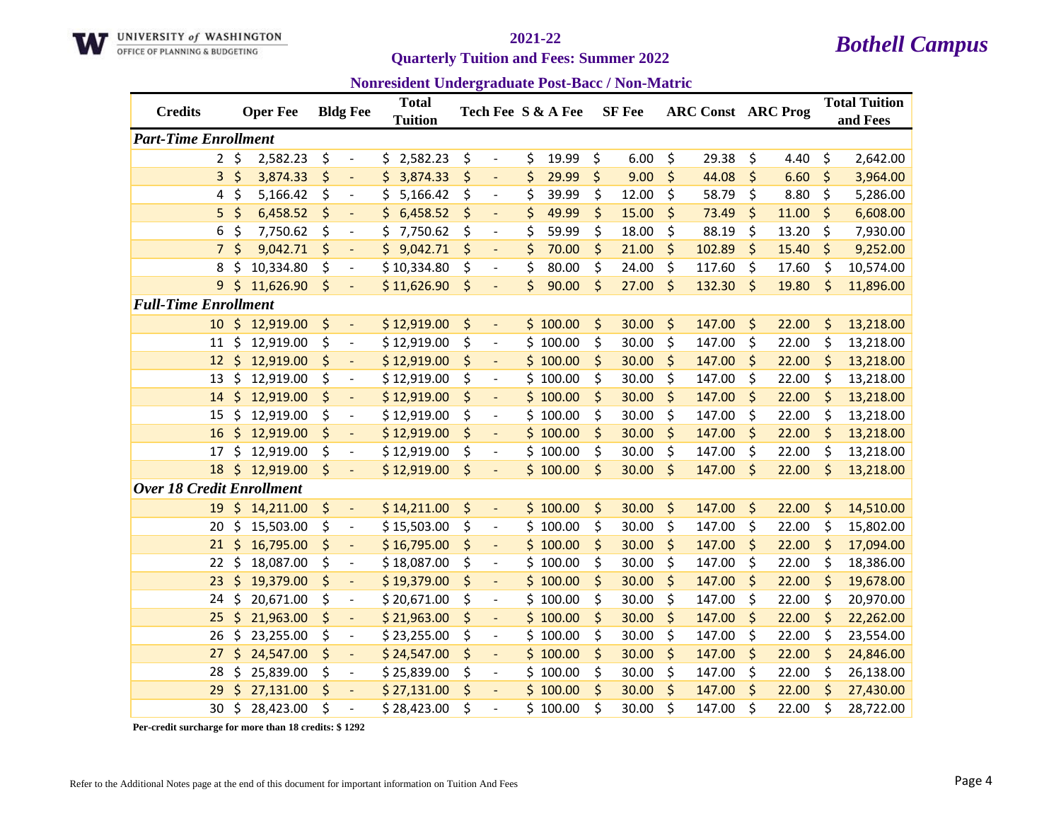UNIVERSITY of WASHINGTON
OFFICE OF PLANNING & BUDGETING

# 2021-22

## Quarterly Tuition and Fees: Summer 2022

# *Bothell Campus*

### Nonresident Undergraduate Post-Bacc / Non-Matric

| Credits | Oper Fee | Bldg Fee | Total Tuition | Tech Fee | S & A Fee | SF Fee | ARC Const | ARC Prog | Total Tuition and Fees |
|---|---|---|---|---|---|---|---|---|---|
| ***Part-Time Enrollment*** | | | | | | | | | |
| 2 | $ 2,582.23 | $ - | $ 2,582.23 | $ - | $ 19.99 | $ 6.00 | $ 29.38 | $ 4.40 | $ 2,642.00 |
| 3 | $ 3,874.33 | $ - | $ 3,874.33 | $ - | $ 29.99 | $ 9.00 | $ 44.08 | $ 6.60 | $ 3,964.00 |
| 4 | $ 5,166.42 | $ - | $ 5,166.42 | $ - | $ 39.99 | $ 12.00 | $ 58.79 | $ 8.80 | $ 5,286.00 |
| 5 | $ 6,458.52 | $ - | $ 6,458.52 | $ - | $ 49.99 | $ 15.00 | $ 73.49 | $ 11.00 | $ 6,608.00 |
| 6 | $ 7,750.62 | $ - | $ 7,750.62 | $ - | $ 59.99 | $ 18.00 | $ 88.19 | $ 13.20 | $ 7,930.00 |
| 7 | $ 9,042.71 | $ - | $ 9,042.71 | $ - | $ 70.00 | $ 21.00 | $ 102.89 | $ 15.40 | $ 9,252.00 |
| 8 | $ 10,334.80 | $ - | $ 10,334.80 | $ - | $ 80.00 | $ 24.00 | $ 117.60 | $ 17.60 | $ 10,574.00 |
| 9 | $ 11,626.90 | $ - | $ 11,626.90 | $ - | $ 90.00 | $ 27.00 | $ 132.30 | $ 19.80 | $ 11,896.00 |
| ***Full-Time Enrollment*** | | | | | | | | | |
| 10 | $ 12,919.00 | $ - | $ 12,919.00 | $ - | $ 100.00 | $ 30.00 | $ 147.00 | $ 22.00 | $ 13,218.00 |
| 11 | $ 12,919.00 | $ - | $ 12,919.00 | $ - | $ 100.00 | $ 30.00 | $ 147.00 | $ 22.00 | $ 13,218.00 |
| 12 | $ 12,919.00 | $ - | $ 12,919.00 | $ - | $ 100.00 | $ 30.00 | $ 147.00 | $ 22.00 | $ 13,218.00 |
| 13 | $ 12,919.00 | $ - | $ 12,919.00 | $ - | $ 100.00 | $ 30.00 | $ 147.00 | $ 22.00 | $ 13,218.00 |
| 14 | $ 12,919.00 | $ - | $ 12,919.00 | $ - | $ 100.00 | $ 30.00 | $ 147.00 | $ 22.00 | $ 13,218.00 |
| 15 | $ 12,919.00 | $ - | $ 12,919.00 | $ - | $ 100.00 | $ 30.00 | $ 147.00 | $ 22.00 | $ 13,218.00 |
| 16 | $ 12,919.00 | $ - | $ 12,919.00 | $ - | $ 100.00 | $ 30.00 | $ 147.00 | $ 22.00 | $ 13,218.00 |
| 17 | $ 12,919.00 | $ - | $ 12,919.00 | $ - | $ 100.00 | $ 30.00 | $ 147.00 | $ 22.00 | $ 13,218.00 |
| 18 | $ 12,919.00 | $ - | $ 12,919.00 | $ - | $ 100.00 | $ 30.00 | $ 147.00 | $ 22.00 | $ 13,218.00 |
| ***Over 18 Credit Enrollment*** | | | | | | | | | |
| 19 | $ 14,211.00 | $ - | $ 14,211.00 | $ - | $ 100.00 | $ 30.00 | $ 147.00 | $ 22.00 | $ 14,510.00 |
| 20 | $ 15,503.00 | $ - | $ 15,503.00 | $ - | $ 100.00 | $ 30.00 | $ 147.00 | $ 22.00 | $ 15,802.00 |
| 21 | $ 16,795.00 | $ - | $ 16,795.00 | $ - | $ 100.00 | $ 30.00 | $ 147.00 | $ 22.00 | $ 17,094.00 |
| 22 | $ 18,087.00 | $ - | $ 18,087.00 | $ - | $ 100.00 | $ 30.00 | $ 147.00 | $ 22.00 | $ 18,386.00 |
| 23 | $ 19,379.00 | $ - | $ 19,379.00 | $ - | $ 100.00 | $ 30.00 | $ 147.00 | $ 22.00 | $ 19,678.00 |
| 24 | $ 20,671.00 | $ - | $ 20,671.00 | $ - | $ 100.00 | $ 30.00 | $ 147.00 | $ 22.00 | $ 20,970.00 |
| 25 | $ 21,963.00 | $ - | $ 21,963.00 | $ - | $ 100.00 | $ 30.00 | $ 147.00 | $ 22.00 | $ 22,262.00 |
| 26 | $ 23,255.00 | $ - | $ 23,255.00 | $ - | $ 100.00 | $ 30.00 | $ 147.00 | $ 22.00 | $ 23,554.00 |
| 27 | $ 24,547.00 | $ - | $ 24,547.00 | $ - | $ 100.00 | $ 30.00 | $ 147.00 | $ 22.00 | $ 24,846.00 |
| 28 | $ 25,839.00 | $ - | $ 25,839.00 | $ - | $ 100.00 | $ 30.00 | $ 147.00 | $ 22.00 | $ 26,138.00 |
| 29 | $ 27,131.00 | $ - | $ 27,131.00 | $ - | $ 100.00 | $ 30.00 | $ 147.00 | $ 22.00 | $ 27,430.00 |
| 30 | $ 28,423.00 | $ - | $ 28,423.00 | $ - | $ 100.00 | $ 30.00 | $ 147.00 | $ 22.00 | $ 28,722.00 |

**Per-credit surcharge for more than 18 credits: $ 1292**

Refer to the Additional Notes page at the end of this document for important information on Tuition And Fees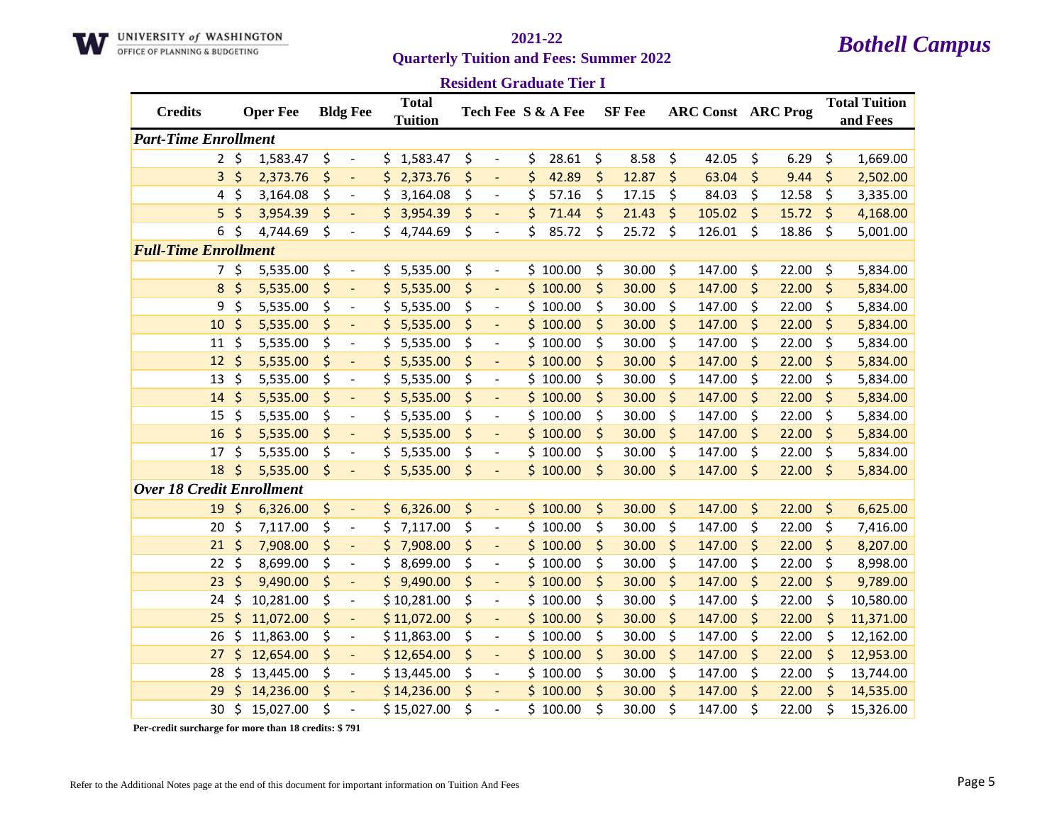UNIVERSITY *of* WASHINGTON
OFFICE OF PLANNING & BUDGETING

# 2021-22
## Quarterly Tuition and Fees: Summer 2022

***Bothell Campus***

### Resident Graduate Tier I

| Credits | Oper Fee | Bldg Fee | Total Tuition | Tech Fee | S & A Fee | SF Fee | ARC Const | ARC Prog | Total Tuition and Fees |
|---|---|---|---|---|---|---|---|---|---|
| ***Part-Time Enrollment*** | | | | | | | | | |
| 2 | $ 1,583.47 | $ - | $ 1,583.47 | $ - | $ 28.61 | $ 8.58 | $ 42.05 | $ 6.29 | $ 1,669.00 |
| 3 | $ 2,373.76 | $ - | $ 2,373.76 | $ - | $ 42.89 | $ 12.87 | $ 63.04 | $ 9.44 | $ 2,502.00 |
| 4 | $ 3,164.08 | $ - | $ 3,164.08 | $ - | $ 57.16 | $ 17.15 | $ 84.03 | $ 12.58 | $ 3,335.00 |
| 5 | $ 3,954.39 | $ - | $ 3,954.39 | $ - | $ 71.44 | $ 21.43 | $ 105.02 | $ 15.72 | $ 4,168.00 |
| 6 | $ 4,744.69 | $ - | $ 4,744.69 | $ - | $ 85.72 | $ 25.72 | $ 126.01 | $ 18.86 | $ 5,001.00 |
| ***Full-Time Enrollment*** | | | | | | | | | |
| 7 | $ 5,535.00 | $ - | $ 5,535.00 | $ - | $ 100.00 | $ 30.00 | $ 147.00 | $ 22.00 | $ 5,834.00 |
| 8 | $ 5,535.00 | $ - | $ 5,535.00 | $ - | $ 100.00 | $ 30.00 | $ 147.00 | $ 22.00 | $ 5,834.00 |
| 9 | $ 5,535.00 | $ - | $ 5,535.00 | $ - | $ 100.00 | $ 30.00 | $ 147.00 | $ 22.00 | $ 5,834.00 |
| 10 | $ 5,535.00 | $ - | $ 5,535.00 | $ - | $ 100.00 | $ 30.00 | $ 147.00 | $ 22.00 | $ 5,834.00 |
| 11 | $ 5,535.00 | $ - | $ 5,535.00 | $ - | $ 100.00 | $ 30.00 | $ 147.00 | $ 22.00 | $ 5,834.00 |
| 12 | $ 5,535.00 | $ - | $ 5,535.00 | $ - | $ 100.00 | $ 30.00 | $ 147.00 | $ 22.00 | $ 5,834.00 |
| 13 | $ 5,535.00 | $ - | $ 5,535.00 | $ - | $ 100.00 | $ 30.00 | $ 147.00 | $ 22.00 | $ 5,834.00 |
| 14 | $ 5,535.00 | $ - | $ 5,535.00 | $ - | $ 100.00 | $ 30.00 | $ 147.00 | $ 22.00 | $ 5,834.00 |
| 15 | $ 5,535.00 | $ - | $ 5,535.00 | $ - | $ 100.00 | $ 30.00 | $ 147.00 | $ 22.00 | $ 5,834.00 |
| 16 | $ 5,535.00 | $ - | $ 5,535.00 | $ - | $ 100.00 | $ 30.00 | $ 147.00 | $ 22.00 | $ 5,834.00 |
| 17 | $ 5,535.00 | $ - | $ 5,535.00 | $ - | $ 100.00 | $ 30.00 | $ 147.00 | $ 22.00 | $ 5,834.00 |
| 18 | $ 5,535.00 | $ - | $ 5,535.00 | $ - | $ 100.00 | $ 30.00 | $ 147.00 | $ 22.00 | $ 5,834.00 |
| ***Over 18 Credit Enrollment*** | | | | | | | | | |
| 19 | $ 6,326.00 | $ - | $ 6,326.00 | $ - | $ 100.00 | $ 30.00 | $ 147.00 | $ 22.00 | $ 6,625.00 |
| 20 | $ 7,117.00 | $ - | $ 7,117.00 | $ - | $ 100.00 | $ 30.00 | $ 147.00 | $ 22.00 | $ 7,416.00 |
| 21 | $ 7,908.00 | $ - | $ 7,908.00 | $ - | $ 100.00 | $ 30.00 | $ 147.00 | $ 22.00 | $ 8,207.00 |
| 22 | $ 8,699.00 | $ - | $ 8,699.00 | $ - | $ 100.00 | $ 30.00 | $ 147.00 | $ 22.00 | $ 8,998.00 |
| 23 | $ 9,490.00 | $ - | $ 9,490.00 | $ - | $ 100.00 | $ 30.00 | $ 147.00 | $ 22.00 | $ 9,789.00 |
| 24 | $ 10,281.00 | $ - | $ 10,281.00 | $ - | $ 100.00 | $ 30.00 | $ 147.00 | $ 22.00 | $ 10,580.00 |
| 25 | $ 11,072.00 | $ - | $ 11,072.00 | $ - | $ 100.00 | $ 30.00 | $ 147.00 | $ 22.00 | $ 11,371.00 |
| 26 | $ 11,863.00 | $ - | $ 11,863.00 | $ - | $ 100.00 | $ 30.00 | $ 147.00 | $ 22.00 | $ 12,162.00 |
| 27 | $ 12,654.00 | $ - | $ 12,654.00 | $ - | $ 100.00 | $ 30.00 | $ 147.00 | $ 22.00 | $ 12,953.00 |
| 28 | $ 13,445.00 | $ - | $ 13,445.00 | $ - | $ 100.00 | $ 30.00 | $ 147.00 | $ 22.00 | $ 13,744.00 |
| 29 | $ 14,236.00 | $ - | $ 14,236.00 | $ - | $ 100.00 | $ 30.00 | $ 147.00 | $ 22.00 | $ 14,535.00 |
| 30 | $ 15,027.00 | $ - | $ 15,027.00 | $ - | $ 100.00 | $ 30.00 | $ 147.00 | $ 22.00 | $ 15,326.00 |

**Per-credit surcharge for more than 18 credits: $ 791**

Refer to the Additional Notes page at the end of this document for important information on Tuition And Fees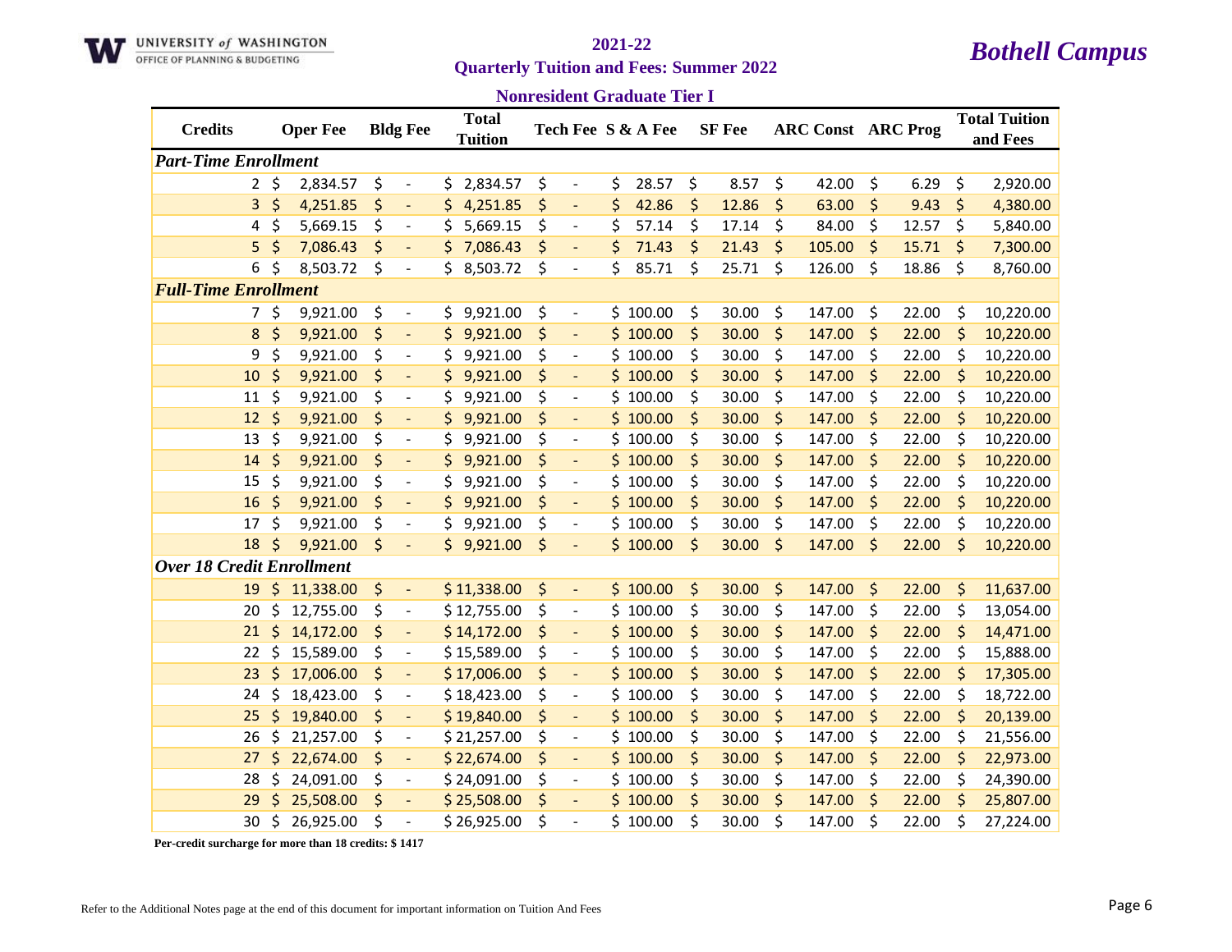UNIVERSITY *of* WASHINGTON
OFFICE OF PLANNING & BUDGETING

# 2021-22
## Quarterly Tuition and Fees: Summer 2022

***Bothell Campus***

### Nonresident Graduate Tier I

| Credits | Oper Fee | Bldg Fee | Total Tuition | Tech Fee | S & A Fee | SF Fee | ARC Const | ARC Prog | Total Tuition and Fees |
|---|---|---|---|---|---|---|---|---|---|
| ***Part-Time Enrollment*** | | | | | | | | | |
| 2 | $ 2,834.57 | $ - | $ 2,834.57 | $ - | $ 28.57 | $ 8.57 | $ 42.00 | $ 6.29 | $ 2,920.00 |
| 3 | $ 4,251.85 | $ - | $ 4,251.85 | $ - | $ 42.86 | $ 12.86 | $ 63.00 | $ 9.43 | $ 4,380.00 |
| 4 | $ 5,669.15 | $ - | $ 5,669.15 | $ - | $ 57.14 | $ 17.14 | $ 84.00 | $ 12.57 | $ 5,840.00 |
| 5 | $ 7,086.43 | $ - | $ 7,086.43 | $ - | $ 71.43 | $ 21.43 | $ 105.00 | $ 15.71 | $ 7,300.00 |
| 6 | $ 8,503.72 | $ - | $ 8,503.72 | $ - | $ 85.71 | $ 25.71 | $ 126.00 | $ 18.86 | $ 8,760.00 |
| ***Full-Time Enrollment*** | | | | | | | | | |
| 7 | $ 9,921.00 | $ - | $ 9,921.00 | $ - | $ 100.00 | $ 30.00 | $ 147.00 | $ 22.00 | $ 10,220.00 |
| 8 | $ 9,921.00 | $ - | $ 9,921.00 | $ - | $ 100.00 | $ 30.00 | $ 147.00 | $ 22.00 | $ 10,220.00 |
| 9 | $ 9,921.00 | $ - | $ 9,921.00 | $ - | $ 100.00 | $ 30.00 | $ 147.00 | $ 22.00 | $ 10,220.00 |
| 10 | $ 9,921.00 | $ - | $ 9,921.00 | $ - | $ 100.00 | $ 30.00 | $ 147.00 | $ 22.00 | $ 10,220.00 |
| 11 | $ 9,921.00 | $ - | $ 9,921.00 | $ - | $ 100.00 | $ 30.00 | $ 147.00 | $ 22.00 | $ 10,220.00 |
| 12 | $ 9,921.00 | $ - | $ 9,921.00 | $ - | $ 100.00 | $ 30.00 | $ 147.00 | $ 22.00 | $ 10,220.00 |
| 13 | $ 9,921.00 | $ - | $ 9,921.00 | $ - | $ 100.00 | $ 30.00 | $ 147.00 | $ 22.00 | $ 10,220.00 |
| 14 | $ 9,921.00 | $ - | $ 9,921.00 | $ - | $ 100.00 | $ 30.00 | $ 147.00 | $ 22.00 | $ 10,220.00 |
| 15 | $ 9,921.00 | $ - | $ 9,921.00 | $ - | $ 100.00 | $ 30.00 | $ 147.00 | $ 22.00 | $ 10,220.00 |
| 16 | $ 9,921.00 | $ - | $ 9,921.00 | $ - | $ 100.00 | $ 30.00 | $ 147.00 | $ 22.00 | $ 10,220.00 |
| 17 | $ 9,921.00 | $ - | $ 9,921.00 | $ - | $ 100.00 | $ 30.00 | $ 147.00 | $ 22.00 | $ 10,220.00 |
| 18 | $ 9,921.00 | $ - | $ 9,921.00 | $ - | $ 100.00 | $ 30.00 | $ 147.00 | $ 22.00 | $ 10,220.00 |
| ***Over 18 Credit Enrollment*** | | | | | | | | | |
| 19 | $ 11,338.00 | $ - | $ 11,338.00 | $ - | $ 100.00 | $ 30.00 | $ 147.00 | $ 22.00 | $ 11,637.00 |
| 20 | $ 12,755.00 | $ - | $ 12,755.00 | $ - | $ 100.00 | $ 30.00 | $ 147.00 | $ 22.00 | $ 13,054.00 |
| 21 | $ 14,172.00 | $ - | $ 14,172.00 | $ - | $ 100.00 | $ 30.00 | $ 147.00 | $ 22.00 | $ 14,471.00 |
| 22 | $ 15,589.00 | $ - | $ 15,589.00 | $ - | $ 100.00 | $ 30.00 | $ 147.00 | $ 22.00 | $ 15,888.00 |
| 23 | $ 17,006.00 | $ - | $ 17,006.00 | $ - | $ 100.00 | $ 30.00 | $ 147.00 | $ 22.00 | $ 17,305.00 |
| 24 | $ 18,423.00 | $ - | $ 18,423.00 | $ - | $ 100.00 | $ 30.00 | $ 147.00 | $ 22.00 | $ 18,722.00 |
| 25 | $ 19,840.00 | $ - | $ 19,840.00 | $ - | $ 100.00 | $ 30.00 | $ 147.00 | $ 22.00 | $ 20,139.00 |
| 26 | $ 21,257.00 | $ - | $ 21,257.00 | $ - | $ 100.00 | $ 30.00 | $ 147.00 | $ 22.00 | $ 21,556.00 |
| 27 | $ 22,674.00 | $ - | $ 22,674.00 | $ - | $ 100.00 | $ 30.00 | $ 147.00 | $ 22.00 | $ 22,973.00 |
| 28 | $ 24,091.00 | $ - | $ 24,091.00 | $ - | $ 100.00 | $ 30.00 | $ 147.00 | $ 22.00 | $ 24,390.00 |
| 29 | $ 25,508.00 | $ - | $ 25,508.00 | $ - | $ 100.00 | $ 30.00 | $ 147.00 | $ 22.00 | $ 25,807.00 |
| 30 | $ 26,925.00 | $ - | $ 26,925.00 | $ - | $ 100.00 | $ 30.00 | $ 147.00 | $ 22.00 | $ 27,224.00 |

**Per-credit surcharge for more than 18 credits: $ 1417**

Refer to the Additional Notes page at the end of this document for important information on Tuition And Fees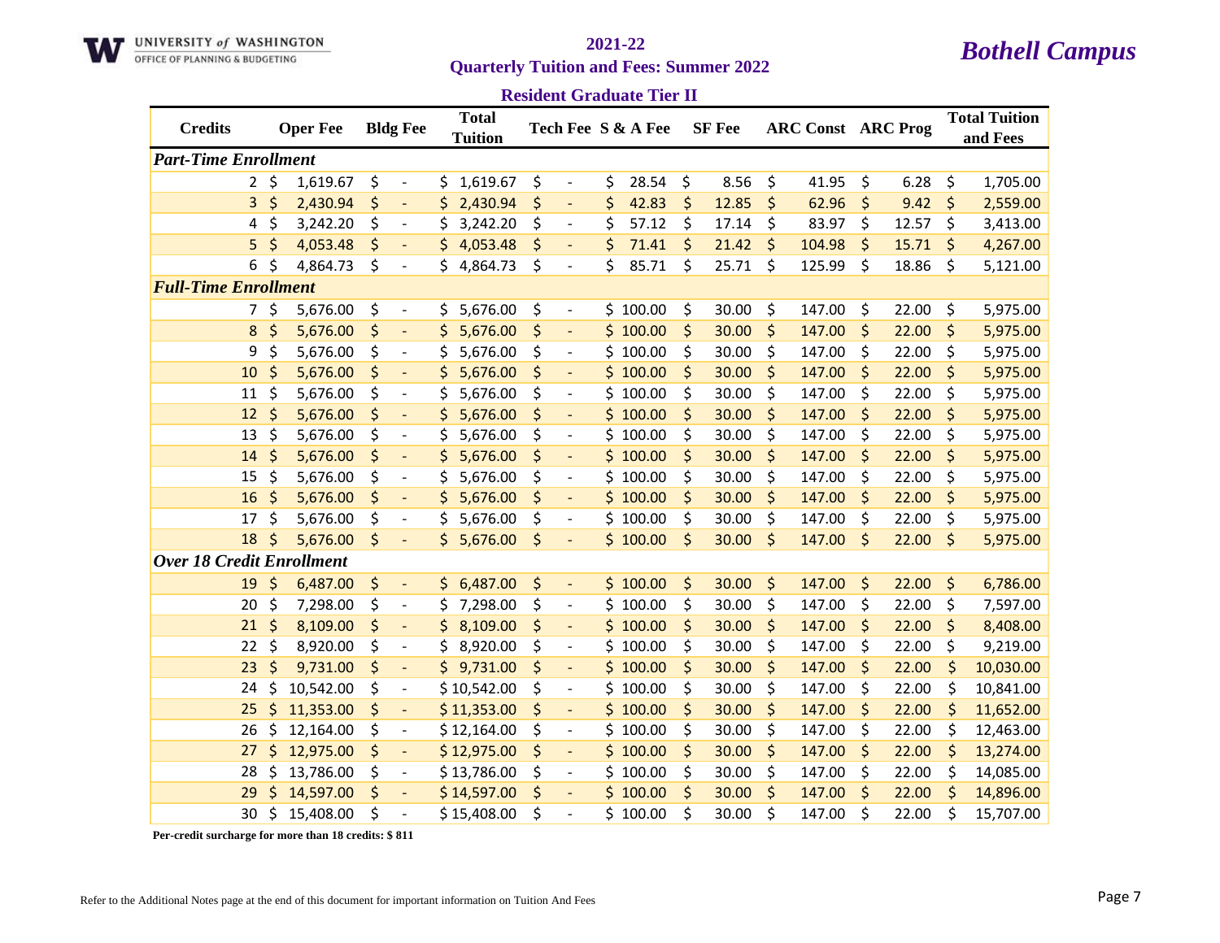# 2021-22

## Quarterly Tuition and Fees: Summer 2022

## Bothell Campus

### Resident Graduate Tier II

| Credits | Oper Fee | Bldg Fee | Total Tuition | Tech Fee | S & A Fee | SF Fee | ARC Const | ARC Prog | Total Tuition and Fees |
|---|---|---|---|---|---|---|---|---|---|
| ***Part-Time Enrollment*** | | | | | | | | | |
| 2 | $ 1,619.67 | $ - | $ 1,619.67 | $ - | $ 28.54 | $ 8.56 | $ 41.95 | $ 6.28 | $ 1,705.00 |
| 3 | $ 2,430.94 | $ - | $ 2,430.94 | $ - | $ 42.83 | $ 12.85 | $ 62.96 | $ 9.42 | $ 2,559.00 |
| 4 | $ 3,242.20 | $ - | $ 3,242.20 | $ - | $ 57.12 | $ 17.14 | $ 83.97 | $ 12.57 | $ 3,413.00 |
| 5 | $ 4,053.48 | $ - | $ 4,053.48 | $ - | $ 71.41 | $ 21.42 | $ 104.98 | $ 15.71 | $ 4,267.00 |
| 6 | $ 4,864.73 | $ - | $ 4,864.73 | $ - | $ 85.71 | $ 25.71 | $ 125.99 | $ 18.86 | $ 5,121.00 |
| ***Full-Time Enrollment*** | | | | | | | | | |
| 7 | $ 5,676.00 | $ - | $ 5,676.00 | $ - | $ 100.00 | $ 30.00 | $ 147.00 | $ 22.00 | $ 5,975.00 |
| 8 | $ 5,676.00 | $ - | $ 5,676.00 | $ - | $ 100.00 | $ 30.00 | $ 147.00 | $ 22.00 | $ 5,975.00 |
| 9 | $ 5,676.00 | $ - | $ 5,676.00 | $ - | $ 100.00 | $ 30.00 | $ 147.00 | $ 22.00 | $ 5,975.00 |
| 10 | $ 5,676.00 | $ - | $ 5,676.00 | $ - | $ 100.00 | $ 30.00 | $ 147.00 | $ 22.00 | $ 5,975.00 |
| 11 | $ 5,676.00 | $ - | $ 5,676.00 | $ - | $ 100.00 | $ 30.00 | $ 147.00 | $ 22.00 | $ 5,975.00 |
| 12 | $ 5,676.00 | $ - | $ 5,676.00 | $ - | $ 100.00 | $ 30.00 | $ 147.00 | $ 22.00 | $ 5,975.00 |
| 13 | $ 5,676.00 | $ - | $ 5,676.00 | $ - | $ 100.00 | $ 30.00 | $ 147.00 | $ 22.00 | $ 5,975.00 |
| 14 | $ 5,676.00 | $ - | $ 5,676.00 | $ - | $ 100.00 | $ 30.00 | $ 147.00 | $ 22.00 | $ 5,975.00 |
| 15 | $ 5,676.00 | $ - | $ 5,676.00 | $ - | $ 100.00 | $ 30.00 | $ 147.00 | $ 22.00 | $ 5,975.00 |
| 16 | $ 5,676.00 | $ - | $ 5,676.00 | $ - | $ 100.00 | $ 30.00 | $ 147.00 | $ 22.00 | $ 5,975.00 |
| 17 | $ 5,676.00 | $ - | $ 5,676.00 | $ - | $ 100.00 | $ 30.00 | $ 147.00 | $ 22.00 | $ 5,975.00 |
| 18 | $ 5,676.00 | $ - | $ 5,676.00 | $ - | $ 100.00 | $ 30.00 | $ 147.00 | $ 22.00 | $ 5,975.00 |
| ***Over 18 Credit Enrollment*** | | | | | | | | | |
| 19 | $ 6,487.00 | $ - | $ 6,487.00 | $ - | $ 100.00 | $ 30.00 | $ 147.00 | $ 22.00 | $ 6,786.00 |
| 20 | $ 7,298.00 | $ - | $ 7,298.00 | $ - | $ 100.00 | $ 30.00 | $ 147.00 | $ 22.00 | $ 7,597.00 |
| 21 | $ 8,109.00 | $ - | $ 8,109.00 | $ - | $ 100.00 | $ 30.00 | $ 147.00 | $ 22.00 | $ 8,408.00 |
| 22 | $ 8,920.00 | $ - | $ 8,920.00 | $ - | $ 100.00 | $ 30.00 | $ 147.00 | $ 22.00 | $ 9,219.00 |
| 23 | $ 9,731.00 | $ - | $ 9,731.00 | $ - | $ 100.00 | $ 30.00 | $ 147.00 | $ 22.00 | $ 10,030.00 |
| 24 | $ 10,542.00 | $ - | $ 10,542.00 | $ - | $ 100.00 | $ 30.00 | $ 147.00 | $ 22.00 | $ 10,841.00 |
| 25 | $ 11,353.00 | $ - | $ 11,353.00 | $ - | $ 100.00 | $ 30.00 | $ 147.00 | $ 22.00 | $ 11,652.00 |
| 26 | $ 12,164.00 | $ - | $ 12,164.00 | $ - | $ 100.00 | $ 30.00 | $ 147.00 | $ 22.00 | $ 12,463.00 |
| 27 | $ 12,975.00 | $ - | $ 12,975.00 | $ - | $ 100.00 | $ 30.00 | $ 147.00 | $ 22.00 | $ 13,274.00 |
| 28 | $ 13,786.00 | $ - | $ 13,786.00 | $ - | $ 100.00 | $ 30.00 | $ 147.00 | $ 22.00 | $ 14,085.00 |
| 29 | $ 14,597.00 | $ - | $ 14,597.00 | $ - | $ 100.00 | $ 30.00 | $ 147.00 | $ 22.00 | $ 14,896.00 |
| 30 | $ 15,408.00 | $ - | $ 15,408.00 | $ - | $ 100.00 | $ 30.00 | $ 147.00 | $ 22.00 | $ 15,707.00 |

**Per-credit surcharge for more than 18 credits: $ 811**

Refer to the Additional Notes page at the end of this document for important information on Tuition And Fees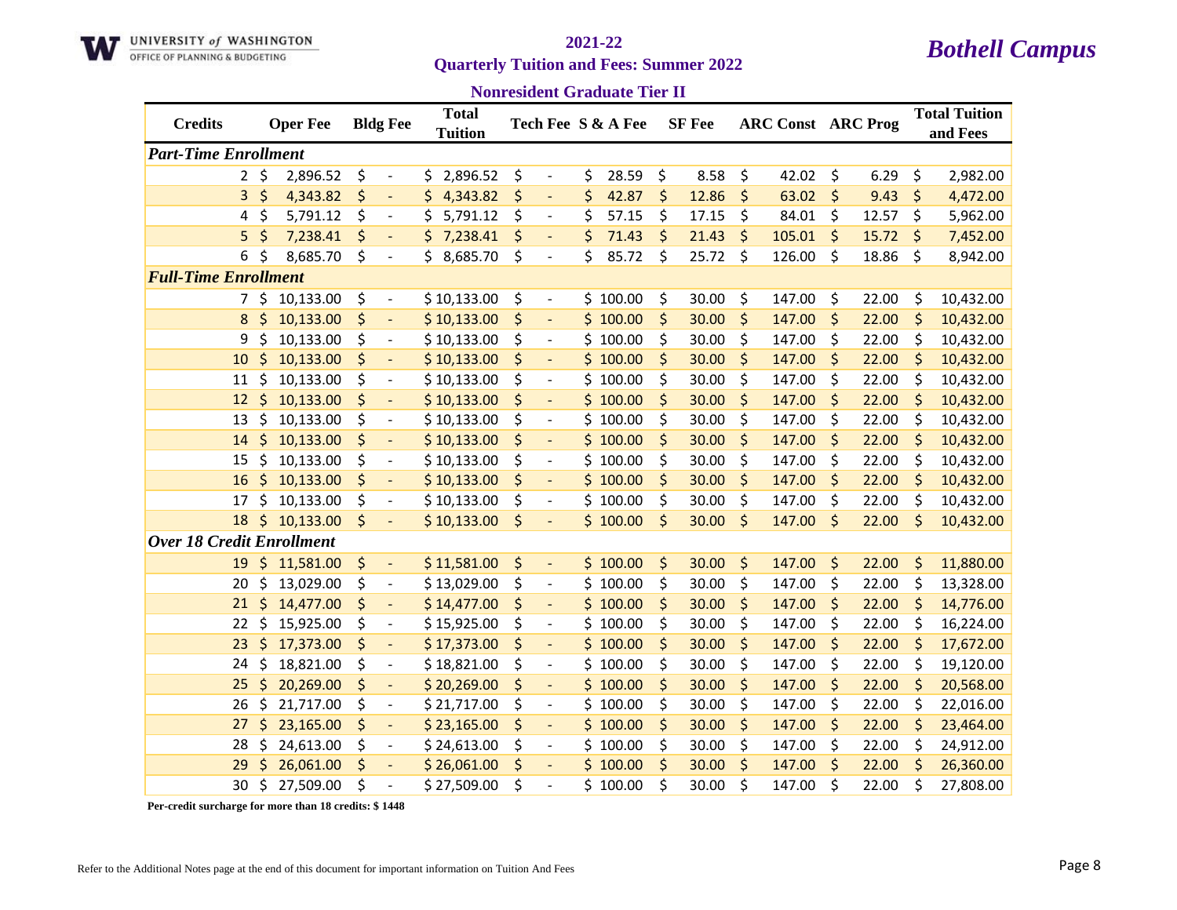UNIVERSITY *of* WASHINGTON
OFFICE OF PLANNING & BUDGETING

# 2021-22

## Quarterly Tuition and Fees: Summer 2022

## *Bothell Campus*

### Nonresident Graduate Tier II

| Credits | Oper Fee | Bldg Fee | Total Tuition | Tech Fee | S & A Fee | SF Fee | ARC Const | ARC Prog | Total Tuition and Fees |
|---|---|---|---|---|---|---|---|---|---|
| ***Part-Time Enrollment*** | | | | | | | | | |
| 2 | $ 2,896.52 | $ - | $ 2,896.52 | $ - | $ 28.59 | $ 8.58 | $ 42.02 | $ 6.29 | $ 2,982.00 |
| 3 | $ 4,343.82 | $ - | $ 4,343.82 | $ - | $ 42.87 | $ 12.86 | $ 63.02 | $ 9.43 | $ 4,472.00 |
| 4 | $ 5,791.12 | $ - | $ 5,791.12 | $ - | $ 57.15 | $ 17.15 | $ 84.01 | $ 12.57 | $ 5,962.00 |
| 5 | $ 7,238.41 | $ - | $ 7,238.41 | $ - | $ 71.43 | $ 21.43 | $ 105.01 | $ 15.72 | $ 7,452.00 |
| 6 | $ 8,685.70 | $ - | $ 8,685.70 | $ - | $ 85.72 | $ 25.72 | $ 126.00 | $ 18.86 | $ 8,942.00 |
| ***Full-Time Enrollment*** | | | | | | | | | |
| 7 | $ 10,133.00 | $ - | $ 10,133.00 | $ - | $ 100.00 | $ 30.00 | $ 147.00 | $ 22.00 | $ 10,432.00 |
| 8 | $ 10,133.00 | $ - | $ 10,133.00 | $ - | $ 100.00 | $ 30.00 | $ 147.00 | $ 22.00 | $ 10,432.00 |
| 9 | $ 10,133.00 | $ - | $ 10,133.00 | $ - | $ 100.00 | $ 30.00 | $ 147.00 | $ 22.00 | $ 10,432.00 |
| 10 | $ 10,133.00 | $ - | $ 10,133.00 | $ - | $ 100.00 | $ 30.00 | $ 147.00 | $ 22.00 | $ 10,432.00 |
| 11 | $ 10,133.00 | $ - | $ 10,133.00 | $ - | $ 100.00 | $ 30.00 | $ 147.00 | $ 22.00 | $ 10,432.00 |
| 12 | $ 10,133.00 | $ - | $ 10,133.00 | $ - | $ 100.00 | $ 30.00 | $ 147.00 | $ 22.00 | $ 10,432.00 |
| 13 | $ 10,133.00 | $ - | $ 10,133.00 | $ - | $ 100.00 | $ 30.00 | $ 147.00 | $ 22.00 | $ 10,432.00 |
| 14 | $ 10,133.00 | $ - | $ 10,133.00 | $ - | $ 100.00 | $ 30.00 | $ 147.00 | $ 22.00 | $ 10,432.00 |
| 15 | $ 10,133.00 | $ - | $ 10,133.00 | $ - | $ 100.00 | $ 30.00 | $ 147.00 | $ 22.00 | $ 10,432.00 |
| 16 | $ 10,133.00 | $ - | $ 10,133.00 | $ - | $ 100.00 | $ 30.00 | $ 147.00 | $ 22.00 | $ 10,432.00 |
| 17 | $ 10,133.00 | $ - | $ 10,133.00 | $ - | $ 100.00 | $ 30.00 | $ 147.00 | $ 22.00 | $ 10,432.00 |
| 18 | $ 10,133.00 | $ - | $ 10,133.00 | $ - | $ 100.00 | $ 30.00 | $ 147.00 | $ 22.00 | $ 10,432.00 |
| ***Over 18 Credit Enrollment*** | | | | | | | | | |
| 19 | $ 11,581.00 | $ - | $ 11,581.00 | $ - | $ 100.00 | $ 30.00 | $ 147.00 | $ 22.00 | $ 11,880.00 |
| 20 | $ 13,029.00 | $ - | $ 13,029.00 | $ - | $ 100.00 | $ 30.00 | $ 147.00 | $ 22.00 | $ 13,328.00 |
| 21 | $ 14,477.00 | $ - | $ 14,477.00 | $ - | $ 100.00 | $ 30.00 | $ 147.00 | $ 22.00 | $ 14,776.00 |
| 22 | $ 15,925.00 | $ - | $ 15,925.00 | $ - | $ 100.00 | $ 30.00 | $ 147.00 | $ 22.00 | $ 16,224.00 |
| 23 | $ 17,373.00 | $ - | $ 17,373.00 | $ - | $ 100.00 | $ 30.00 | $ 147.00 | $ 22.00 | $ 17,672.00 |
| 24 | $ 18,821.00 | $ - | $ 18,821.00 | $ - | $ 100.00 | $ 30.00 | $ 147.00 | $ 22.00 | $ 19,120.00 |
| 25 | $ 20,269.00 | $ - | $ 20,269.00 | $ - | $ 100.00 | $ 30.00 | $ 147.00 | $ 22.00 | $ 20,568.00 |
| 26 | $ 21,717.00 | $ - | $ 21,717.00 | $ - | $ 100.00 | $ 30.00 | $ 147.00 | $ 22.00 | $ 22,016.00 |
| 27 | $ 23,165.00 | $ - | $ 23,165.00 | $ - | $ 100.00 | $ 30.00 | $ 147.00 | $ 22.00 | $ 23,464.00 |
| 28 | $ 24,613.00 | $ - | $ 24,613.00 | $ - | $ 100.00 | $ 30.00 | $ 147.00 | $ 22.00 | $ 24,912.00 |
| 29 | $ 26,061.00 | $ - | $ 26,061.00 | $ - | $ 100.00 | $ 30.00 | $ 147.00 | $ 22.00 | $ 26,360.00 |
| 30 | $ 27,509.00 | $ - | $ 27,509.00 | $ - | $ 100.00 | $ 30.00 | $ 147.00 | $ 22.00 | $ 27,808.00 |

**Per-credit surcharge for more than 18 credits: $ 1448**

Refer to the Additional Notes page at the end of this document for important information on Tuition And Fees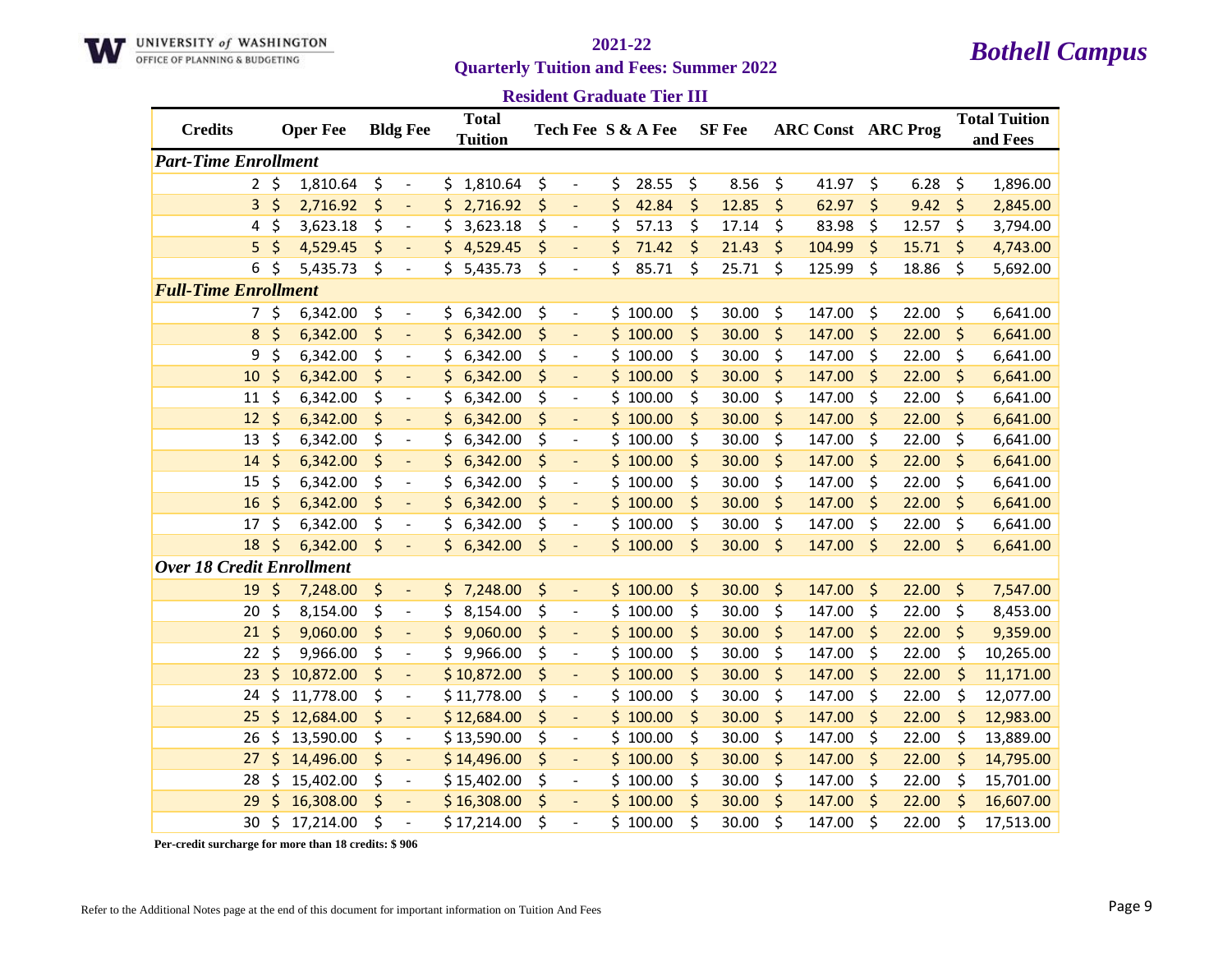UNIVERSITY of WASHINGTON
OFFICE OF PLANNING & BUDGETING

# 2021-22
## Quarterly Tuition and Fees: Summer 2022

*Bothell Campus*

### Resident Graduate Tier III

| Credits | Oper Fee | Bldg Fee | Total Tuition | Tech Fee | S & A Fee | SF Fee | ARC Const | ARC Prog | Total Tuition and Fees |
|---|---|---|---|---|---|---|---|---|---|
| ***Part-Time Enrollment*** | | | | | | | | | |
| 2 | $ 1,810.64 | $ - | $ 1,810.64 | $ - | $ 28.55 | $ 8.56 | $ 41.97 | $ 6.28 | $ 1,896.00 |
| 3 | $ 2,716.92 | $ - | $ 2,716.92 | $ - | $ 42.84 | $ 12.85 | $ 62.97 | $ 9.42 | $ 2,845.00 |
| 4 | $ 3,623.18 | $ - | $ 3,623.18 | $ - | $ 57.13 | $ 17.14 | $ 83.98 | $ 12.57 | $ 3,794.00 |
| 5 | $ 4,529.45 | $ - | $ 4,529.45 | $ - | $ 71.42 | $ 21.43 | $ 104.99 | $ 15.71 | $ 4,743.00 |
| 6 | $ 5,435.73 | $ - | $ 5,435.73 | $ - | $ 85.71 | $ 25.71 | $ 125.99 | $ 18.86 | $ 5,692.00 |
| ***Full-Time Enrollment*** | | | | | | | | | |
| 7 | $ 6,342.00 | $ - | $ 6,342.00 | $ - | $ 100.00 | $ 30.00 | $ 147.00 | $ 22.00 | $ 6,641.00 |
| 8 | $ 6,342.00 | $ - | $ 6,342.00 | $ - | $ 100.00 | $ 30.00 | $ 147.00 | $ 22.00 | $ 6,641.00 |
| 9 | $ 6,342.00 | $ - | $ 6,342.00 | $ - | $ 100.00 | $ 30.00 | $ 147.00 | $ 22.00 | $ 6,641.00 |
| 10 | $ 6,342.00 | $ - | $ 6,342.00 | $ - | $ 100.00 | $ 30.00 | $ 147.00 | $ 22.00 | $ 6,641.00 |
| 11 | $ 6,342.00 | $ - | $ 6,342.00 | $ - | $ 100.00 | $ 30.00 | $ 147.00 | $ 22.00 | $ 6,641.00 |
| 12 | $ 6,342.00 | $ - | $ 6,342.00 | $ - | $ 100.00 | $ 30.00 | $ 147.00 | $ 22.00 | $ 6,641.00 |
| 13 | $ 6,342.00 | $ - | $ 6,342.00 | $ - | $ 100.00 | $ 30.00 | $ 147.00 | $ 22.00 | $ 6,641.00 |
| 14 | $ 6,342.00 | $ - | $ 6,342.00 | $ - | $ 100.00 | $ 30.00 | $ 147.00 | $ 22.00 | $ 6,641.00 |
| 15 | $ 6,342.00 | $ - | $ 6,342.00 | $ - | $ 100.00 | $ 30.00 | $ 147.00 | $ 22.00 | $ 6,641.00 |
| 16 | $ 6,342.00 | $ - | $ 6,342.00 | $ - | $ 100.00 | $ 30.00 | $ 147.00 | $ 22.00 | $ 6,641.00 |
| 17 | $ 6,342.00 | $ - | $ 6,342.00 | $ - | $ 100.00 | $ 30.00 | $ 147.00 | $ 22.00 | $ 6,641.00 |
| 18 | $ 6,342.00 | $ - | $ 6,342.00 | $ - | $ 100.00 | $ 30.00 | $ 147.00 | $ 22.00 | $ 6,641.00 |
| ***Over 18 Credit Enrollment*** | | | | | | | | | |
| 19 | $ 7,248.00 | $ - | $ 7,248.00 | $ - | $ 100.00 | $ 30.00 | $ 147.00 | $ 22.00 | $ 7,547.00 |
| 20 | $ 8,154.00 | $ - | $ 8,154.00 | $ - | $ 100.00 | $ 30.00 | $ 147.00 | $ 22.00 | $ 8,453.00 |
| 21 | $ 9,060.00 | $ - | $ 9,060.00 | $ - | $ 100.00 | $ 30.00 | $ 147.00 | $ 22.00 | $ 9,359.00 |
| 22 | $ 9,966.00 | $ - | $ 9,966.00 | $ - | $ 100.00 | $ 30.00 | $ 147.00 | $ 22.00 | $ 10,265.00 |
| 23 | $ 10,872.00 | $ - | $ 10,872.00 | $ - | $ 100.00 | $ 30.00 | $ 147.00 | $ 22.00 | $ 11,171.00 |
| 24 | $ 11,778.00 | $ - | $ 11,778.00 | $ - | $ 100.00 | $ 30.00 | $ 147.00 | $ 22.00 | $ 12,077.00 |
| 25 | $ 12,684.00 | $ - | $ 12,684.00 | $ - | $ 100.00 | $ 30.00 | $ 147.00 | $ 22.00 | $ 12,983.00 |
| 26 | $ 13,590.00 | $ - | $ 13,590.00 | $ - | $ 100.00 | $ 30.00 | $ 147.00 | $ 22.00 | $ 13,889.00 |
| 27 | $ 14,496.00 | $ - | $ 14,496.00 | $ - | $ 100.00 | $ 30.00 | $ 147.00 | $ 22.00 | $ 14,795.00 |
| 28 | $ 15,402.00 | $ - | $ 15,402.00 | $ - | $ 100.00 | $ 30.00 | $ 147.00 | $ 22.00 | $ 15,701.00 |
| 29 | $ 16,308.00 | $ - | $ 16,308.00 | $ - | $ 100.00 | $ 30.00 | $ 147.00 | $ 22.00 | $ 16,607.00 |
| 30 | $ 17,214.00 | $ - | $ 17,214.00 | $ - | $ 100.00 | $ 30.00 | $ 147.00 | $ 22.00 | $ 17,513.00 |

**Per-credit surcharge for more than 18 credits: $ 906**

Refer to the Additional Notes page at the end of this document for important information on Tuition And Fees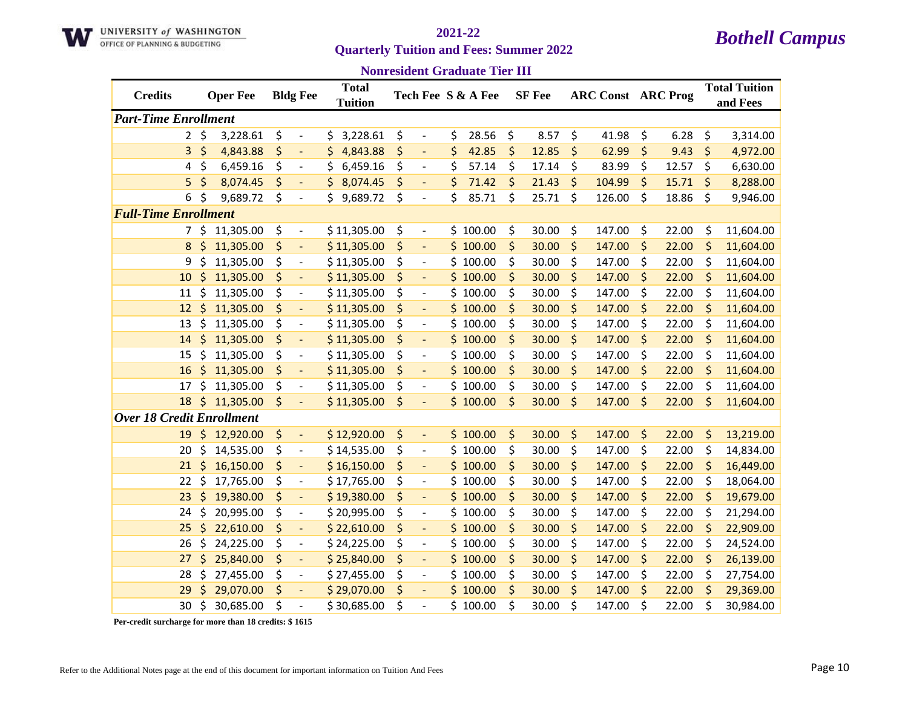UNIVERSITY of WASHINGTON
OFFICE OF PLANNING & BUDGETING

# 2021-22

## Quarterly Tuition and Fees: Summer 2022

# *Bothell Campus*

### Nonresident Graduate Tier III

| Credits | Oper Fee | Bldg Fee | Total Tuition | Tech Fee | S & A Fee | SF Fee | ARC Const | ARC Prog | Total Tuition and Fees |
|---|---|---|---|---|---|---|---|---|---|
| ***Part-Time Enrollment*** | | | | | | | | | |
| 2 | $ 3,228.61 | $ - | $ 3,228.61 | $ - | $ 28.56 | $ 8.57 | $ 41.98 | $ 6.28 | $ 3,314.00 |
| 3 | $ 4,843.88 | $ - | $ 4,843.88 | $ - | $ 42.85 | $ 12.85 | $ 62.99 | $ 9.43 | $ 4,972.00 |
| 4 | $ 6,459.16 | $ - | $ 6,459.16 | $ - | $ 57.14 | $ 17.14 | $ 83.99 | $ 12.57 | $ 6,630.00 |
| 5 | $ 8,074.45 | $ - | $ 8,074.45 | $ - | $ 71.42 | $ 21.43 | $ 104.99 | $ 15.71 | $ 8,288.00 |
| 6 | $ 9,689.72 | $ - | $ 9,689.72 | $ - | $ 85.71 | $ 25.71 | $ 126.00 | $ 18.86 | $ 9,946.00 |
| ***Full-Time Enrollment*** | | | | | | | | | |
| 7 | $ 11,305.00 | $ - | $ 11,305.00 | $ - | $ 100.00 | $ 30.00 | $ 147.00 | $ 22.00 | $ 11,604.00 |
| 8 | $ 11,305.00 | $ - | $ 11,305.00 | $ - | $ 100.00 | $ 30.00 | $ 147.00 | $ 22.00 | $ 11,604.00 |
| 9 | $ 11,305.00 | $ - | $ 11,305.00 | $ - | $ 100.00 | $ 30.00 | $ 147.00 | $ 22.00 | $ 11,604.00 |
| 10 | $ 11,305.00 | $ - | $ 11,305.00 | $ - | $ 100.00 | $ 30.00 | $ 147.00 | $ 22.00 | $ 11,604.00 |
| 11 | $ 11,305.00 | $ - | $ 11,305.00 | $ - | $ 100.00 | $ 30.00 | $ 147.00 | $ 22.00 | $ 11,604.00 |
| 12 | $ 11,305.00 | $ - | $ 11,305.00 | $ - | $ 100.00 | $ 30.00 | $ 147.00 | $ 22.00 | $ 11,604.00 |
| 13 | $ 11,305.00 | $ - | $ 11,305.00 | $ - | $ 100.00 | $ 30.00 | $ 147.00 | $ 22.00 | $ 11,604.00 |
| 14 | $ 11,305.00 | $ - | $ 11,305.00 | $ - | $ 100.00 | $ 30.00 | $ 147.00 | $ 22.00 | $ 11,604.00 |
| 15 | $ 11,305.00 | $ - | $ 11,305.00 | $ - | $ 100.00 | $ 30.00 | $ 147.00 | $ 22.00 | $ 11,604.00 |
| 16 | $ 11,305.00 | $ - | $ 11,305.00 | $ - | $ 100.00 | $ 30.00 | $ 147.00 | $ 22.00 | $ 11,604.00 |
| 17 | $ 11,305.00 | $ - | $ 11,305.00 | $ - | $ 100.00 | $ 30.00 | $ 147.00 | $ 22.00 | $ 11,604.00 |
| 18 | $ 11,305.00 | $ - | $ 11,305.00 | $ - | $ 100.00 | $ 30.00 | $ 147.00 | $ 22.00 | $ 11,604.00 |
| ***Over 18 Credit Enrollment*** | | | | | | | | | |
| 19 | $ 12,920.00 | $ - | $ 12,920.00 | $ - | $ 100.00 | $ 30.00 | $ 147.00 | $ 22.00 | $ 13,219.00 |
| 20 | $ 14,535.00 | $ - | $ 14,535.00 | $ - | $ 100.00 | $ 30.00 | $ 147.00 | $ 22.00 | $ 14,834.00 |
| 21 | $ 16,150.00 | $ - | $ 16,150.00 | $ - | $ 100.00 | $ 30.00 | $ 147.00 | $ 22.00 | $ 16,449.00 |
| 22 | $ 17,765.00 | $ - | $ 17,765.00 | $ - | $ 100.00 | $ 30.00 | $ 147.00 | $ 22.00 | $ 18,064.00 |
| 23 | $ 19,380.00 | $ - | $ 19,380.00 | $ - | $ 100.00 | $ 30.00 | $ 147.00 | $ 22.00 | $ 19,679.00 |
| 24 | $ 20,995.00 | $ - | $ 20,995.00 | $ - | $ 100.00 | $ 30.00 | $ 147.00 | $ 22.00 | $ 21,294.00 |
| 25 | $ 22,610.00 | $ - | $ 22,610.00 | $ - | $ 100.00 | $ 30.00 | $ 147.00 | $ 22.00 | $ 22,909.00 |
| 26 | $ 24,225.00 | $ - | $ 24,225.00 | $ - | $ 100.00 | $ 30.00 | $ 147.00 | $ 22.00 | $ 24,524.00 |
| 27 | $ 25,840.00 | $ - | $ 25,840.00 | $ - | $ 100.00 | $ 30.00 | $ 147.00 | $ 22.00 | $ 26,139.00 |
| 28 | $ 27,455.00 | $ - | $ 27,455.00 | $ - | $ 100.00 | $ 30.00 | $ 147.00 | $ 22.00 | $ 27,754.00 |
| 29 | $ 29,070.00 | $ - | $ 29,070.00 | $ - | $ 100.00 | $ 30.00 | $ 147.00 | $ 22.00 | $ 29,369.00 |
| 30 | $ 30,685.00 | $ - | $ 30,685.00 | $ - | $ 100.00 | $ 30.00 | $ 147.00 | $ 22.00 | $ 30,984.00 |

**Per-credit surcharge for more than 18 credits: $ 1615**

Refer to the Additional Notes page at the end of this document for important information on Tuition And Fees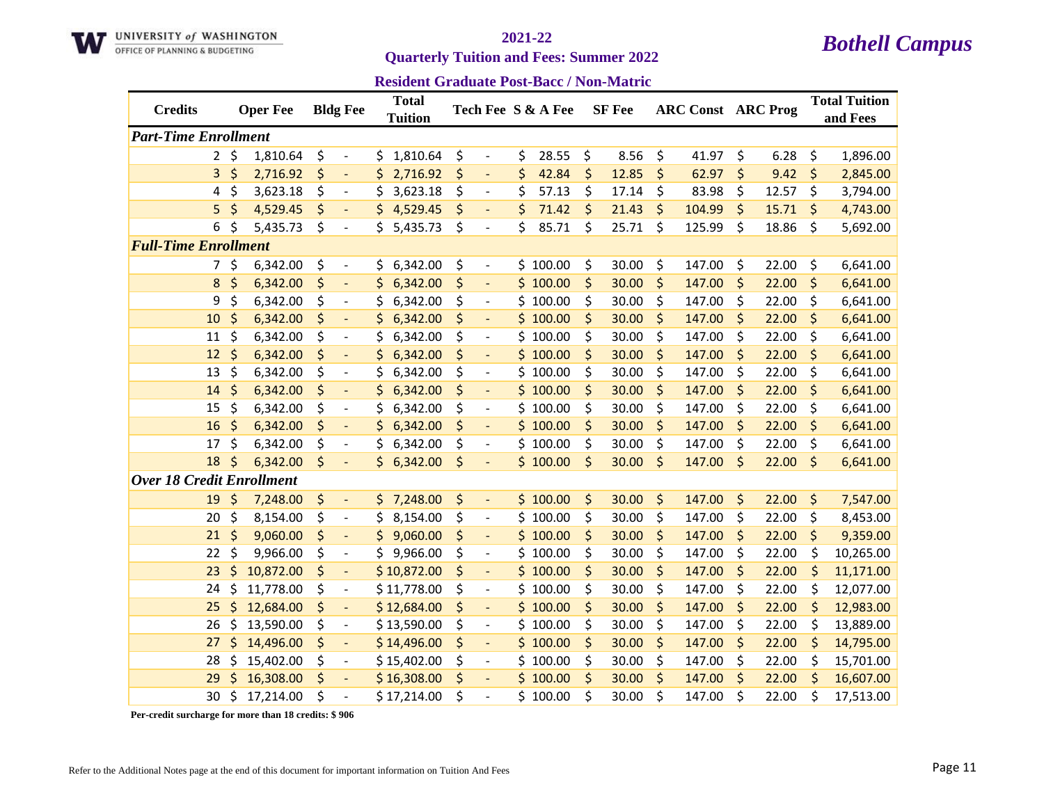UNIVERSITY *of* WASHINGTON
OFFICE OF PLANNING & BUDGETING

# 2021-22

## Quarterly Tuition and Fees: Summer 2022

## *Bothell Campus*

### Resident Graduate Post-Bacc / Non-Matric

| Credits | Oper Fee | Bldg Fee | Total Tuition | Tech Fee | S & A Fee | SF Fee | ARC Const | ARC Prog | Total Tuition and Fees |
|---|---|---|---|---|---|---|---|---|---|
| ***Part-Time Enrollment*** | | | | | | | | | |
| 2 | $ 1,810.64 | $ - | $ 1,810.64 | $ - | $ 28.55 | $ 8.56 | $ 41.97 | $ 6.28 | $ 1,896.00 |
| 3 | $ 2,716.92 | $ - | $ 2,716.92 | $ - | $ 42.84 | $ 12.85 | $ 62.97 | $ 9.42 | $ 2,845.00 |
| 4 | $ 3,623.18 | $ - | $ 3,623.18 | $ - | $ 57.13 | $ 17.14 | $ 83.98 | $ 12.57 | $ 3,794.00 |
| 5 | $ 4,529.45 | $ - | $ 4,529.45 | $ - | $ 71.42 | $ 21.43 | $ 104.99 | $ 15.71 | $ 4,743.00 |
| 6 | $ 5,435.73 | $ - | $ 5,435.73 | $ - | $ 85.71 | $ 25.71 | $ 125.99 | $ 18.86 | $ 5,692.00 |
| ***Full-Time Enrollment*** | | | | | | | | | |
| 7 | $ 6,342.00 | $ - | $ 6,342.00 | $ - | $ 100.00 | $ 30.00 | $ 147.00 | $ 22.00 | $ 6,641.00 |
| 8 | $ 6,342.00 | $ - | $ 6,342.00 | $ - | $ 100.00 | $ 30.00 | $ 147.00 | $ 22.00 | $ 6,641.00 |
| 9 | $ 6,342.00 | $ - | $ 6,342.00 | $ - | $ 100.00 | $ 30.00 | $ 147.00 | $ 22.00 | $ 6,641.00 |
| 10 | $ 6,342.00 | $ - | $ 6,342.00 | $ - | $ 100.00 | $ 30.00 | $ 147.00 | $ 22.00 | $ 6,641.00 |
| 11 | $ 6,342.00 | $ - | $ 6,342.00 | $ - | $ 100.00 | $ 30.00 | $ 147.00 | $ 22.00 | $ 6,641.00 |
| 12 | $ 6,342.00 | $ - | $ 6,342.00 | $ - | $ 100.00 | $ 30.00 | $ 147.00 | $ 22.00 | $ 6,641.00 |
| 13 | $ 6,342.00 | $ - | $ 6,342.00 | $ - | $ 100.00 | $ 30.00 | $ 147.00 | $ 22.00 | $ 6,641.00 |
| 14 | $ 6,342.00 | $ - | $ 6,342.00 | $ - | $ 100.00 | $ 30.00 | $ 147.00 | $ 22.00 | $ 6,641.00 |
| 15 | $ 6,342.00 | $ - | $ 6,342.00 | $ - | $ 100.00 | $ 30.00 | $ 147.00 | $ 22.00 | $ 6,641.00 |
| 16 | $ 6,342.00 | $ - | $ 6,342.00 | $ - | $ 100.00 | $ 30.00 | $ 147.00 | $ 22.00 | $ 6,641.00 |
| 17 | $ 6,342.00 | $ - | $ 6,342.00 | $ - | $ 100.00 | $ 30.00 | $ 147.00 | $ 22.00 | $ 6,641.00 |
| 18 | $ 6,342.00 | $ - | $ 6,342.00 | $ - | $ 100.00 | $ 30.00 | $ 147.00 | $ 22.00 | $ 6,641.00 |
| ***Over 18 Credit Enrollment*** | | | | | | | | | |
| 19 | $ 7,248.00 | $ - | $ 7,248.00 | $ - | $ 100.00 | $ 30.00 | $ 147.00 | $ 22.00 | $ 7,547.00 |
| 20 | $ 8,154.00 | $ - | $ 8,154.00 | $ - | $ 100.00 | $ 30.00 | $ 147.00 | $ 22.00 | $ 8,453.00 |
| 21 | $ 9,060.00 | $ - | $ 9,060.00 | $ - | $ 100.00 | $ 30.00 | $ 147.00 | $ 22.00 | $ 9,359.00 |
| 22 | $ 9,966.00 | $ - | $ 9,966.00 | $ - | $ 100.00 | $ 30.00 | $ 147.00 | $ 22.00 | $ 10,265.00 |
| 23 | $ 10,872.00 | $ - | $ 10,872.00 | $ - | $ 100.00 | $ 30.00 | $ 147.00 | $ 22.00 | $ 11,171.00 |
| 24 | $ 11,778.00 | $ - | $ 11,778.00 | $ - | $ 100.00 | $ 30.00 | $ 147.00 | $ 22.00 | $ 12,077.00 |
| 25 | $ 12,684.00 | $ - | $ 12,684.00 | $ - | $ 100.00 | $ 30.00 | $ 147.00 | $ 22.00 | $ 12,983.00 |
| 26 | $ 13,590.00 | $ - | $ 13,590.00 | $ - | $ 100.00 | $ 30.00 | $ 147.00 | $ 22.00 | $ 13,889.00 |
| 27 | $ 14,496.00 | $ - | $ 14,496.00 | $ - | $ 100.00 | $ 30.00 | $ 147.00 | $ 22.00 | $ 14,795.00 |
| 28 | $ 15,402.00 | $ - | $ 15,402.00 | $ - | $ 100.00 | $ 30.00 | $ 147.00 | $ 22.00 | $ 15,701.00 |
| 29 | $ 16,308.00 | $ - | $ 16,308.00 | $ - | $ 100.00 | $ 30.00 | $ 147.00 | $ 22.00 | $ 16,607.00 |
| 30 | $ 17,214.00 | $ - | $ 17,214.00 | $ - | $ 100.00 | $ 30.00 | $ 147.00 | $ 22.00 | $ 17,513.00 |

**Per-credit surcharge for more than 18 credits: $ 906**

Refer to the Additional Notes page at the end of this document for important information on Tuition And Fees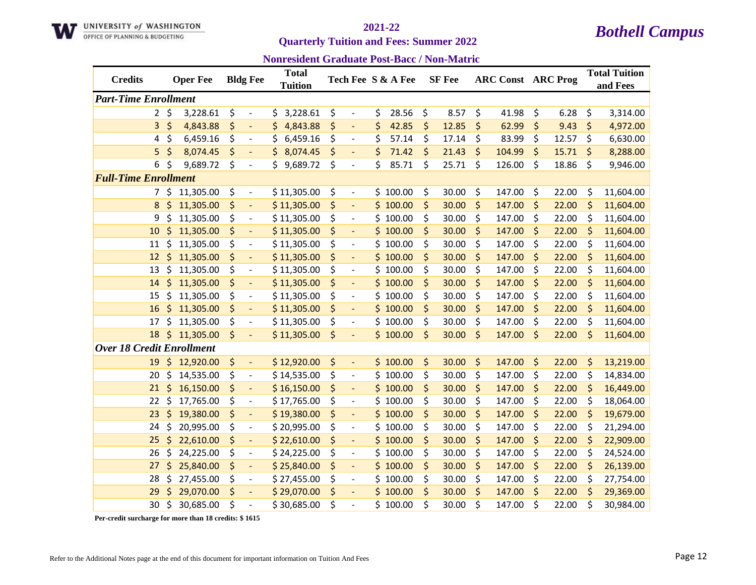UNIVERSITY of WASHINGTON
OFFICE OF PLANNING & BUDGETING

# 2021-22

## Quarterly Tuition and Fees: Summer 2022

## *Bothell Campus*

### Nonresident Graduate Post-Bacc / Non-Matric

| Credits | Oper Fee | Bldg Fee | Total Tuition | Tech Fee | S & A Fee | SF Fee | ARC Const | ARC Prog | Total Tuition and Fees |
|---|---|---|---|---|---|---|---|---|---|
| ***Part-Time Enrollment*** | | | | | | | | | |
| 2 | $ 3,228.61 | $ - | $ 3,228.61 | $ - | $ 28.56 | $ 8.57 | $ 41.98 | $ 6.28 | $ 3,314.00 |
| 3 | $ 4,843.88 | $ - | $ 4,843.88 | $ - | $ 42.85 | $ 12.85 | $ 62.99 | $ 9.43 | $ 4,972.00 |
| 4 | $ 6,459.16 | $ - | $ 6,459.16 | $ - | $ 57.14 | $ 17.14 | $ 83.99 | $ 12.57 | $ 6,630.00 |
| 5 | $ 8,074.45 | $ - | $ 8,074.45 | $ - | $ 71.42 | $ 21.43 | $ 104.99 | $ 15.71 | $ 8,288.00 |
| 6 | $ 9,689.72 | $ - | $ 9,689.72 | $ - | $ 85.71 | $ 25.71 | $ 126.00 | $ 18.86 | $ 9,946.00 |
| ***Full-Time Enrollment*** | | | | | | | | | |
| 7 | $ 11,305.00 | $ - | $ 11,305.00 | $ - | $ 100.00 | $ 30.00 | $ 147.00 | $ 22.00 | $ 11,604.00 |
| 8 | $ 11,305.00 | $ - | $ 11,305.00 | $ - | $ 100.00 | $ 30.00 | $ 147.00 | $ 22.00 | $ 11,604.00 |
| 9 | $ 11,305.00 | $ - | $ 11,305.00 | $ - | $ 100.00 | $ 30.00 | $ 147.00 | $ 22.00 | $ 11,604.00 |
| 10 | $ 11,305.00 | $ - | $ 11,305.00 | $ - | $ 100.00 | $ 30.00 | $ 147.00 | $ 22.00 | $ 11,604.00 |
| 11 | $ 11,305.00 | $ - | $ 11,305.00 | $ - | $ 100.00 | $ 30.00 | $ 147.00 | $ 22.00 | $ 11,604.00 |
| 12 | $ 11,305.00 | $ - | $ 11,305.00 | $ - | $ 100.00 | $ 30.00 | $ 147.00 | $ 22.00 | $ 11,604.00 |
| 13 | $ 11,305.00 | $ - | $ 11,305.00 | $ - | $ 100.00 | $ 30.00 | $ 147.00 | $ 22.00 | $ 11,604.00 |
| 14 | $ 11,305.00 | $ - | $ 11,305.00 | $ - | $ 100.00 | $ 30.00 | $ 147.00 | $ 22.00 | $ 11,604.00 |
| 15 | $ 11,305.00 | $ - | $ 11,305.00 | $ - | $ 100.00 | $ 30.00 | $ 147.00 | $ 22.00 | $ 11,604.00 |
| 16 | $ 11,305.00 | $ - | $ 11,305.00 | $ - | $ 100.00 | $ 30.00 | $ 147.00 | $ 22.00 | $ 11,604.00 |
| 17 | $ 11,305.00 | $ - | $ 11,305.00 | $ - | $ 100.00 | $ 30.00 | $ 147.00 | $ 22.00 | $ 11,604.00 |
| 18 | $ 11,305.00 | $ - | $ 11,305.00 | $ - | $ 100.00 | $ 30.00 | $ 147.00 | $ 22.00 | $ 11,604.00 |
| ***Over 18 Credit Enrollment*** | | | | | | | | | |
| 19 | $ 12,920.00 | $ - | $ 12,920.00 | $ - | $ 100.00 | $ 30.00 | $ 147.00 | $ 22.00 | $ 13,219.00 |
| 20 | $ 14,535.00 | $ - | $ 14,535.00 | $ - | $ 100.00 | $ 30.00 | $ 147.00 | $ 22.00 | $ 14,834.00 |
| 21 | $ 16,150.00 | $ - | $ 16,150.00 | $ - | $ 100.00 | $ 30.00 | $ 147.00 | $ 22.00 | $ 16,449.00 |
| 22 | $ 17,765.00 | $ - | $ 17,765.00 | $ - | $ 100.00 | $ 30.00 | $ 147.00 | $ 22.00 | $ 18,064.00 |
| 23 | $ 19,380.00 | $ - | $ 19,380.00 | $ - | $ 100.00 | $ 30.00 | $ 147.00 | $ 22.00 | $ 19,679.00 |
| 24 | $ 20,995.00 | $ - | $ 20,995.00 | $ - | $ 100.00 | $ 30.00 | $ 147.00 | $ 22.00 | $ 21,294.00 |
| 25 | $ 22,610.00 | $ - | $ 22,610.00 | $ - | $ 100.00 | $ 30.00 | $ 147.00 | $ 22.00 | $ 22,909.00 |
| 26 | $ 24,225.00 | $ - | $ 24,225.00 | $ - | $ 100.00 | $ 30.00 | $ 147.00 | $ 22.00 | $ 24,524.00 |
| 27 | $ 25,840.00 | $ - | $ 25,840.00 | $ - | $ 100.00 | $ 30.00 | $ 147.00 | $ 22.00 | $ 26,139.00 |
| 28 | $ 27,455.00 | $ - | $ 27,455.00 | $ - | $ 100.00 | $ 30.00 | $ 147.00 | $ 22.00 | $ 27,754.00 |
| 29 | $ 29,070.00 | $ - | $ 29,070.00 | $ - | $ 100.00 | $ 30.00 | $ 147.00 | $ 22.00 | $ 29,369.00 |
| 30 | $ 30,685.00 | $ - | $ 30,685.00 | $ - | $ 100.00 | $ 30.00 | $ 147.00 | $ 22.00 | $ 30,984.00 |

**Per-credit surcharge for more than 18 credits: $ 1615**

Refer to the Additional Notes page at the end of this document for important information on Tuition And Fees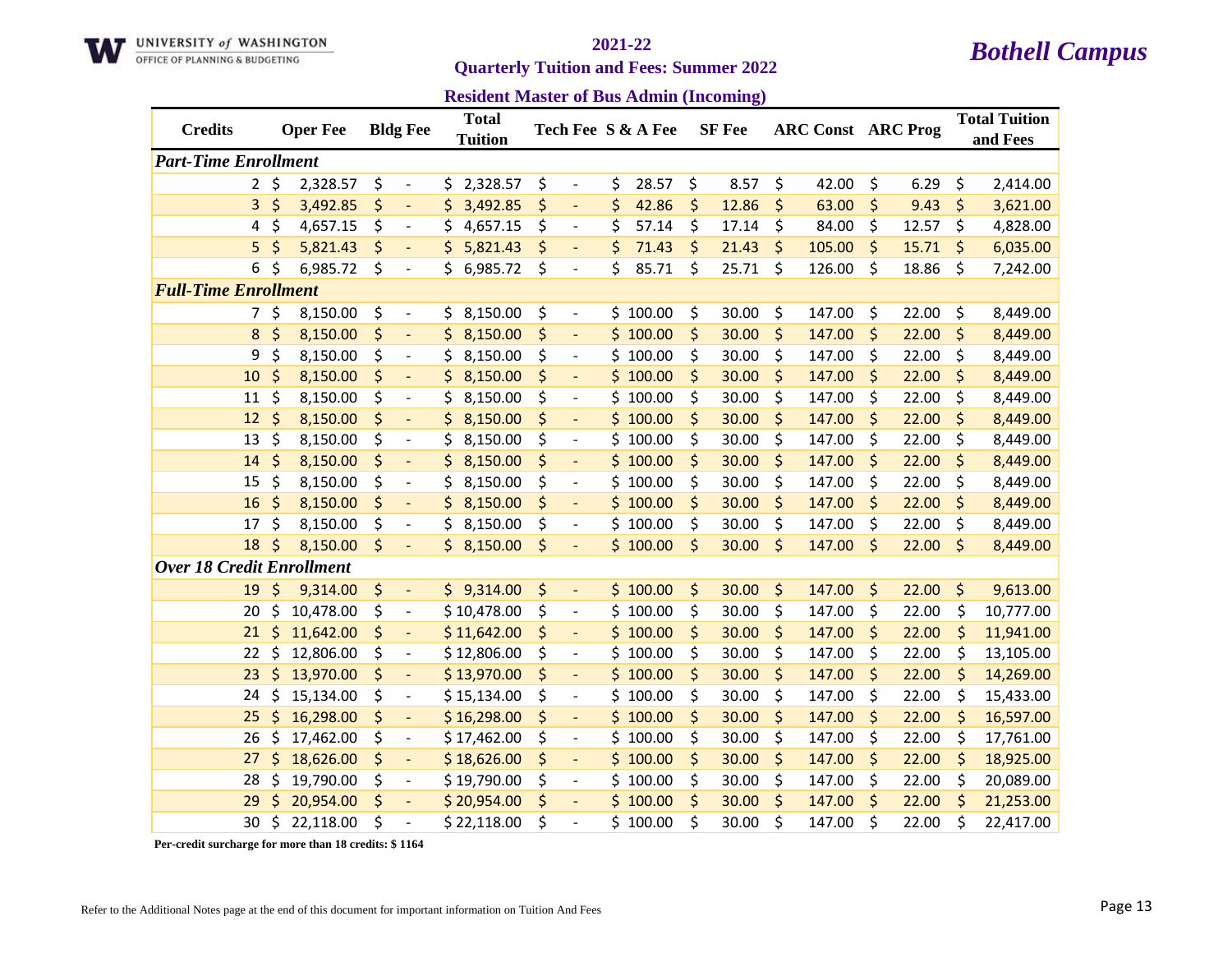UNIVERSITY *of* WASHINGTON
OFFICE OF PLANNING & BUDGETING

# 2021-22
## Quarterly Tuition and Fees: Summer 2022

***Bothell Campus***

### Resident Master of Bus Admin (Incoming)

| Credits | Oper Fee | Bldg Fee | Total Tuition | Tech Fee | S & A Fee | SF Fee | ARC Const | ARC Prog | Total Tuition and Fees |
|---|---|---|---|---|---|---|---|---|---|
| ***Part-Time Enrollment*** | | | | | | | | | |
| 2 | $ 2,328.57 | $ - | $ 2,328.57 | $ - | $ 28.57 | $ 8.57 | $ 42.00 | $ 6.29 | $ 2,414.00 |
| 3 | $ 3,492.85 | $ - | $ 3,492.85 | $ - | $ 42.86 | $ 12.86 | $ 63.00 | $ 9.43 | $ 3,621.00 |
| 4 | $ 4,657.15 | $ - | $ 4,657.15 | $ - | $ 57.14 | $ 17.14 | $ 84.00 | $ 12.57 | $ 4,828.00 |
| 5 | $ 5,821.43 | $ - | $ 5,821.43 | $ - | $ 71.43 | $ 21.43 | $ 105.00 | $ 15.71 | $ 6,035.00 |
| 6 | $ 6,985.72 | $ - | $ 6,985.72 | $ - | $ 85.71 | $ 25.71 | $ 126.00 | $ 18.86 | $ 7,242.00 |
| ***Full-Time Enrollment*** | | | | | | | | | |
| 7 | $ 8,150.00 | $ - | $ 8,150.00 | $ - | $ 100.00 | $ 30.00 | $ 147.00 | $ 22.00 | $ 8,449.00 |
| 8 | $ 8,150.00 | $ - | $ 8,150.00 | $ - | $ 100.00 | $ 30.00 | $ 147.00 | $ 22.00 | $ 8,449.00 |
| 9 | $ 8,150.00 | $ - | $ 8,150.00 | $ - | $ 100.00 | $ 30.00 | $ 147.00 | $ 22.00 | $ 8,449.00 |
| 10 | $ 8,150.00 | $ - | $ 8,150.00 | $ - | $ 100.00 | $ 30.00 | $ 147.00 | $ 22.00 | $ 8,449.00 |
| 11 | $ 8,150.00 | $ - | $ 8,150.00 | $ - | $ 100.00 | $ 30.00 | $ 147.00 | $ 22.00 | $ 8,449.00 |
| 12 | $ 8,150.00 | $ - | $ 8,150.00 | $ - | $ 100.00 | $ 30.00 | $ 147.00 | $ 22.00 | $ 8,449.00 |
| 13 | $ 8,150.00 | $ - | $ 8,150.00 | $ - | $ 100.00 | $ 30.00 | $ 147.00 | $ 22.00 | $ 8,449.00 |
| 14 | $ 8,150.00 | $ - | $ 8,150.00 | $ - | $ 100.00 | $ 30.00 | $ 147.00 | $ 22.00 | $ 8,449.00 |
| 15 | $ 8,150.00 | $ - | $ 8,150.00 | $ - | $ 100.00 | $ 30.00 | $ 147.00 | $ 22.00 | $ 8,449.00 |
| 16 | $ 8,150.00 | $ - | $ 8,150.00 | $ - | $ 100.00 | $ 30.00 | $ 147.00 | $ 22.00 | $ 8,449.00 |
| 17 | $ 8,150.00 | $ - | $ 8,150.00 | $ - | $ 100.00 | $ 30.00 | $ 147.00 | $ 22.00 | $ 8,449.00 |
| 18 | $ 8,150.00 | $ - | $ 8,150.00 | $ - | $ 100.00 | $ 30.00 | $ 147.00 | $ 22.00 | $ 8,449.00 |
| ***Over 18 Credit Enrollment*** | | | | | | | | | |
| 19 | $ 9,314.00 | $ - | $ 9,314.00 | $ - | $ 100.00 | $ 30.00 | $ 147.00 | $ 22.00 | $ 9,613.00 |
| 20 | $ 10,478.00 | $ - | $ 10,478.00 | $ - | $ 100.00 | $ 30.00 | $ 147.00 | $ 22.00 | $ 10,777.00 |
| 21 | $ 11,642.00 | $ - | $ 11,642.00 | $ - | $ 100.00 | $ 30.00 | $ 147.00 | $ 22.00 | $ 11,941.00 |
| 22 | $ 12,806.00 | $ - | $ 12,806.00 | $ - | $ 100.00 | $ 30.00 | $ 147.00 | $ 22.00 | $ 13,105.00 |
| 23 | $ 13,970.00 | $ - | $ 13,970.00 | $ - | $ 100.00 | $ 30.00 | $ 147.00 | $ 22.00 | $ 14,269.00 |
| 24 | $ 15,134.00 | $ - | $ 15,134.00 | $ - | $ 100.00 | $ 30.00 | $ 147.00 | $ 22.00 | $ 15,433.00 |
| 25 | $ 16,298.00 | $ - | $ 16,298.00 | $ - | $ 100.00 | $ 30.00 | $ 147.00 | $ 22.00 | $ 16,597.00 |
| 26 | $ 17,462.00 | $ - | $ 17,462.00 | $ - | $ 100.00 | $ 30.00 | $ 147.00 | $ 22.00 | $ 17,761.00 |
| 27 | $ 18,626.00 | $ - | $ 18,626.00 | $ - | $ 100.00 | $ 30.00 | $ 147.00 | $ 22.00 | $ 18,925.00 |
| 28 | $ 19,790.00 | $ - | $ 19,790.00 | $ - | $ 100.00 | $ 30.00 | $ 147.00 | $ 22.00 | $ 20,089.00 |
| 29 | $ 20,954.00 | $ - | $ 20,954.00 | $ - | $ 100.00 | $ 30.00 | $ 147.00 | $ 22.00 | $ 21,253.00 |
| 30 | $ 22,118.00 | $ - | $ 22,118.00 | $ - | $ 100.00 | $ 30.00 | $ 147.00 | $ 22.00 | $ 22,417.00 |

**Per-credit surcharge for more than 18 credits: $ 1164**

Refer to the Additional Notes page at the end of this document for important information on Tuition And Fees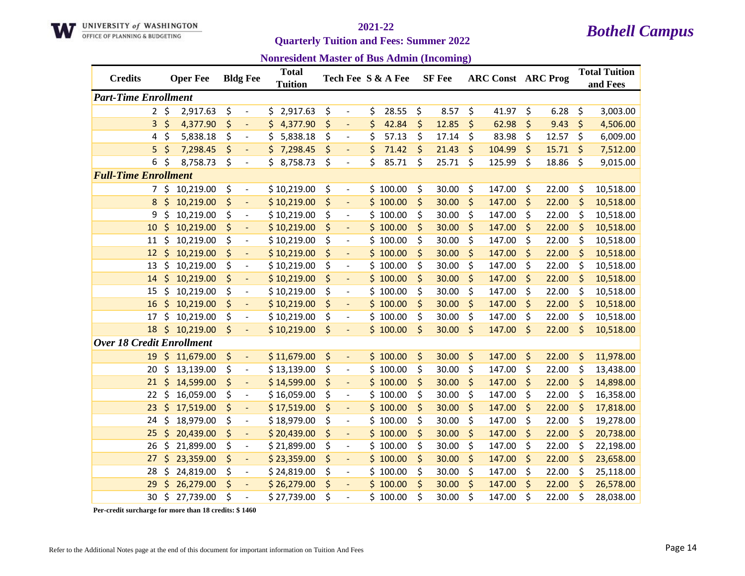UNIVERSITY of WASHINGTON
OFFICE OF PLANNING & BUDGETING

# 2021-22

## Quarterly Tuition and Fees: Summer 2022

## *Bothell Campus*

### Nonresident Master of Bus Admin (Incoming)

| Credits | Oper Fee | Bldg Fee | Total Tuition | Tech Fee | S & A Fee | SF Fee | ARC Const | ARC Prog | Total Tuition and Fees |
|---|---|---|---|---|---|---|---|---|---|
| ***Part-Time Enrollment*** | | | | | | | | | |
| 2 | $ 2,917.63 | $ - | $ 2,917.63 | $ - | $ 28.55 | $ 8.57 | $ 41.97 | $ 6.28 | $ 3,003.00 |
| 3 | $ 4,377.90 | $ - | $ 4,377.90 | $ - | $ 42.84 | $ 12.85 | $ 62.98 | $ 9.43 | $ 4,506.00 |
| 4 | $ 5,838.18 | $ - | $ 5,838.18 | $ - | $ 57.13 | $ 17.14 | $ 83.98 | $ 12.57 | $ 6,009.00 |
| 5 | $ 7,298.45 | $ - | $ 7,298.45 | $ - | $ 71.42 | $ 21.43 | $ 104.99 | $ 15.71 | $ 7,512.00 |
| 6 | $ 8,758.73 | $ - | $ 8,758.73 | $ - | $ 85.71 | $ 25.71 | $ 125.99 | $ 18.86 | $ 9,015.00 |
| ***Full-Time Enrollment*** | | | | | | | | | |
| 7 | $ 10,219.00 | $ - | $ 10,219.00 | $ - | $ 100.00 | $ 30.00 | $ 147.00 | $ 22.00 | $ 10,518.00 |
| 8 | $ 10,219.00 | $ - | $ 10,219.00 | $ - | $ 100.00 | $ 30.00 | $ 147.00 | $ 22.00 | $ 10,518.00 |
| 9 | $ 10,219.00 | $ - | $ 10,219.00 | $ - | $ 100.00 | $ 30.00 | $ 147.00 | $ 22.00 | $ 10,518.00 |
| 10 | $ 10,219.00 | $ - | $ 10,219.00 | $ - | $ 100.00 | $ 30.00 | $ 147.00 | $ 22.00 | $ 10,518.00 |
| 11 | $ 10,219.00 | $ - | $ 10,219.00 | $ - | $ 100.00 | $ 30.00 | $ 147.00 | $ 22.00 | $ 10,518.00 |
| 12 | $ 10,219.00 | $ - | $ 10,219.00 | $ - | $ 100.00 | $ 30.00 | $ 147.00 | $ 22.00 | $ 10,518.00 |
| 13 | $ 10,219.00 | $ - | $ 10,219.00 | $ - | $ 100.00 | $ 30.00 | $ 147.00 | $ 22.00 | $ 10,518.00 |
| 14 | $ 10,219.00 | $ - | $ 10,219.00 | $ - | $ 100.00 | $ 30.00 | $ 147.00 | $ 22.00 | $ 10,518.00 |
| 15 | $ 10,219.00 | $ - | $ 10,219.00 | $ - | $ 100.00 | $ 30.00 | $ 147.00 | $ 22.00 | $ 10,518.00 |
| 16 | $ 10,219.00 | $ - | $ 10,219.00 | $ - | $ 100.00 | $ 30.00 | $ 147.00 | $ 22.00 | $ 10,518.00 |
| 17 | $ 10,219.00 | $ - | $ 10,219.00 | $ - | $ 100.00 | $ 30.00 | $ 147.00 | $ 22.00 | $ 10,518.00 |
| 18 | $ 10,219.00 | $ - | $ 10,219.00 | $ - | $ 100.00 | $ 30.00 | $ 147.00 | $ 22.00 | $ 10,518.00 |
| ***Over 18 Credit Enrollment*** | | | | | | | | | |
| 19 | $ 11,679.00 | $ - | $ 11,679.00 | $ - | $ 100.00 | $ 30.00 | $ 147.00 | $ 22.00 | $ 11,978.00 |
| 20 | $ 13,139.00 | $ - | $ 13,139.00 | $ - | $ 100.00 | $ 30.00 | $ 147.00 | $ 22.00 | $ 13,438.00 |
| 21 | $ 14,599.00 | $ - | $ 14,599.00 | $ - | $ 100.00 | $ 30.00 | $ 147.00 | $ 22.00 | $ 14,898.00 |
| 22 | $ 16,059.00 | $ - | $ 16,059.00 | $ - | $ 100.00 | $ 30.00 | $ 147.00 | $ 22.00 | $ 16,358.00 |
| 23 | $ 17,519.00 | $ - | $ 17,519.00 | $ - | $ 100.00 | $ 30.00 | $ 147.00 | $ 22.00 | $ 17,818.00 |
| 24 | $ 18,979.00 | $ - | $ 18,979.00 | $ - | $ 100.00 | $ 30.00 | $ 147.00 | $ 22.00 | $ 19,278.00 |
| 25 | $ 20,439.00 | $ - | $ 20,439.00 | $ - | $ 100.00 | $ 30.00 | $ 147.00 | $ 22.00 | $ 20,738.00 |
| 26 | $ 21,899.00 | $ - | $ 21,899.00 | $ - | $ 100.00 | $ 30.00 | $ 147.00 | $ 22.00 | $ 22,198.00 |
| 27 | $ 23,359.00 | $ - | $ 23,359.00 | $ - | $ 100.00 | $ 30.00 | $ 147.00 | $ 22.00 | $ 23,658.00 |
| 28 | $ 24,819.00 | $ - | $ 24,819.00 | $ - | $ 100.00 | $ 30.00 | $ 147.00 | $ 22.00 | $ 25,118.00 |
| 29 | $ 26,279.00 | $ - | $ 26,279.00 | $ - | $ 100.00 | $ 30.00 | $ 147.00 | $ 22.00 | $ 26,578.00 |
| 30 | $ 27,739.00 | $ - | $ 27,739.00 | $ - | $ 100.00 | $ 30.00 | $ 147.00 | $ 22.00 | $ 28,038.00 |

**Per-credit surcharge for more than 18 credits: $ 1460**

Refer to the Additional Notes page at the end of this document for important information on Tuition And Fees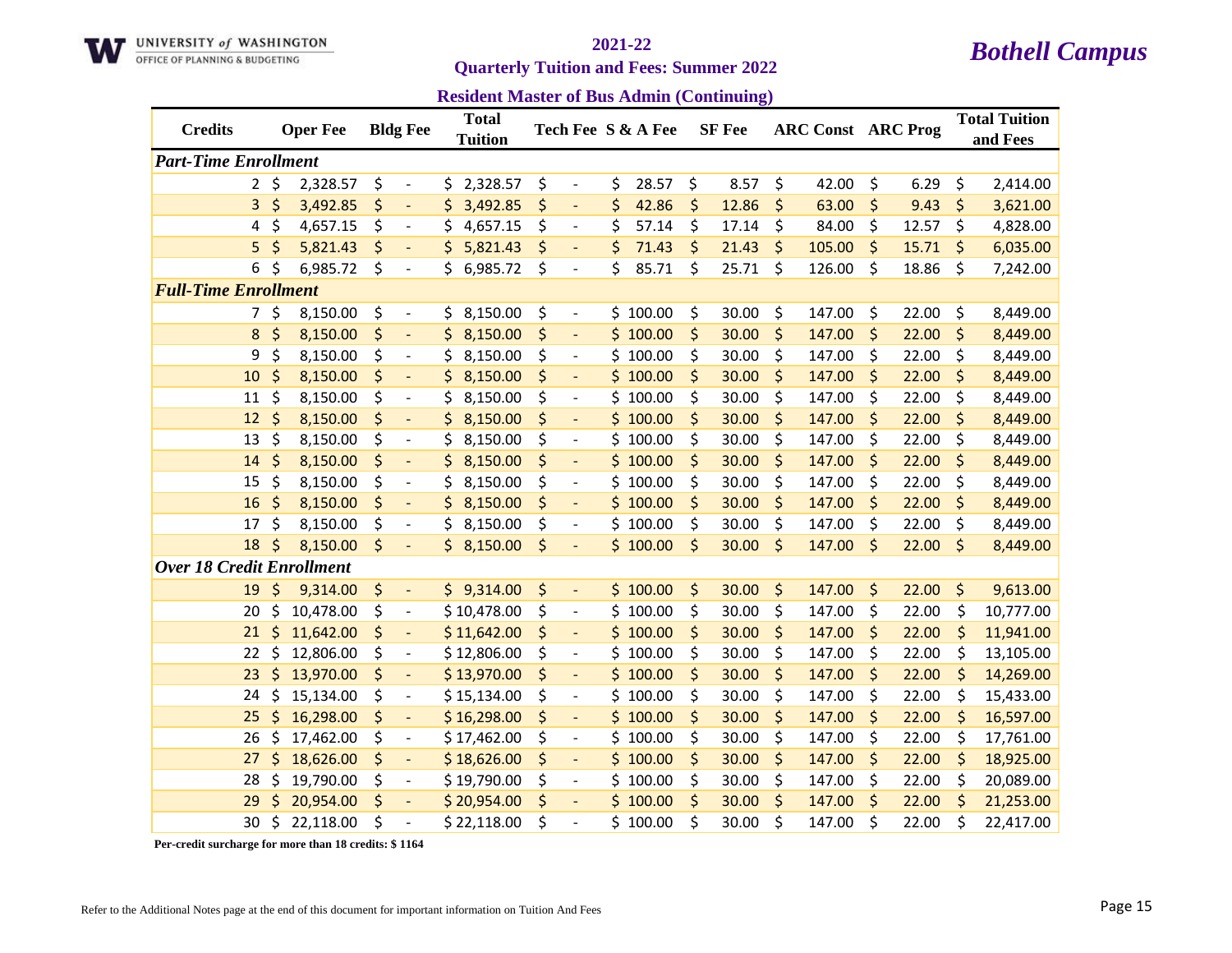UNIVERSITY of WASHINGTON
OFFICE OF PLANNING & BUDGETING

# 2021-22
## Quarterly Tuition and Fees: Summer 2022

*Bothell Campus*

### Resident Master of Bus Admin (Continuing)

| Credits | Oper Fee | Bldg Fee | Total Tuition | Tech Fee | S & A Fee | SF Fee | ARC Const | ARC Prog | Total Tuition and Fees |
|---|---|---|---|---|---|---|---|---|---|
| ***Part-Time Enrollment*** | | | | | | | | | |
| 2 | $ 2,328.57 | $ - | $ 2,328.57 | $ - | $ 28.57 | $ 8.57 | $ 42.00 | $ 6.29 | $ 2,414.00 |
| 3 | $ 3,492.85 | $ - | $ 3,492.85 | $ - | $ 42.86 | $ 12.86 | $ 63.00 | $ 9.43 | $ 3,621.00 |
| 4 | $ 4,657.15 | $ - | $ 4,657.15 | $ - | $ 57.14 | $ 17.14 | $ 84.00 | $ 12.57 | $ 4,828.00 |
| 5 | $ 5,821.43 | $ - | $ 5,821.43 | $ - | $ 71.43 | $ 21.43 | $ 105.00 | $ 15.71 | $ 6,035.00 |
| 6 | $ 6,985.72 | $ - | $ 6,985.72 | $ - | $ 85.71 | $ 25.71 | $ 126.00 | $ 18.86 | $ 7,242.00 |
| ***Full-Time Enrollment*** | | | | | | | | | |
| 7 | $ 8,150.00 | $ - | $ 8,150.00 | $ - | $ 100.00 | $ 30.00 | $ 147.00 | $ 22.00 | $ 8,449.00 |
| 8 | $ 8,150.00 | $ - | $ 8,150.00 | $ - | $ 100.00 | $ 30.00 | $ 147.00 | $ 22.00 | $ 8,449.00 |
| 9 | $ 8,150.00 | $ - | $ 8,150.00 | $ - | $ 100.00 | $ 30.00 | $ 147.00 | $ 22.00 | $ 8,449.00 |
| 10 | $ 8,150.00 | $ - | $ 8,150.00 | $ - | $ 100.00 | $ 30.00 | $ 147.00 | $ 22.00 | $ 8,449.00 |
| 11 | $ 8,150.00 | $ - | $ 8,150.00 | $ - | $ 100.00 | $ 30.00 | $ 147.00 | $ 22.00 | $ 8,449.00 |
| 12 | $ 8,150.00 | $ - | $ 8,150.00 | $ - | $ 100.00 | $ 30.00 | $ 147.00 | $ 22.00 | $ 8,449.00 |
| 13 | $ 8,150.00 | $ - | $ 8,150.00 | $ - | $ 100.00 | $ 30.00 | $ 147.00 | $ 22.00 | $ 8,449.00 |
| 14 | $ 8,150.00 | $ - | $ 8,150.00 | $ - | $ 100.00 | $ 30.00 | $ 147.00 | $ 22.00 | $ 8,449.00 |
| 15 | $ 8,150.00 | $ - | $ 8,150.00 | $ - | $ 100.00 | $ 30.00 | $ 147.00 | $ 22.00 | $ 8,449.00 |
| 16 | $ 8,150.00 | $ - | $ 8,150.00 | $ - | $ 100.00 | $ 30.00 | $ 147.00 | $ 22.00 | $ 8,449.00 |
| 17 | $ 8,150.00 | $ - | $ 8,150.00 | $ - | $ 100.00 | $ 30.00 | $ 147.00 | $ 22.00 | $ 8,449.00 |
| 18 | $ 8,150.00 | $ - | $ 8,150.00 | $ - | $ 100.00 | $ 30.00 | $ 147.00 | $ 22.00 | $ 8,449.00 |
| ***Over 18 Credit Enrollment*** | | | | | | | | | |
| 19 | $ 9,314.00 | $ - | $ 9,314.00 | $ - | $ 100.00 | $ 30.00 | $ 147.00 | $ 22.00 | $ 9,613.00 |
| 20 | $ 10,478.00 | $ - | $ 10,478.00 | $ - | $ 100.00 | $ 30.00 | $ 147.00 | $ 22.00 | $ 10,777.00 |
| 21 | $ 11,642.00 | $ - | $ 11,642.00 | $ - | $ 100.00 | $ 30.00 | $ 147.00 | $ 22.00 | $ 11,941.00 |
| 22 | $ 12,806.00 | $ - | $ 12,806.00 | $ - | $ 100.00 | $ 30.00 | $ 147.00 | $ 22.00 | $ 13,105.00 |
| 23 | $ 13,970.00 | $ - | $ 13,970.00 | $ - | $ 100.00 | $ 30.00 | $ 147.00 | $ 22.00 | $ 14,269.00 |
| 24 | $ 15,134.00 | $ - | $ 15,134.00 | $ - | $ 100.00 | $ 30.00 | $ 147.00 | $ 22.00 | $ 15,433.00 |
| 25 | $ 16,298.00 | $ - | $ 16,298.00 | $ - | $ 100.00 | $ 30.00 | $ 147.00 | $ 22.00 | $ 16,597.00 |
| 26 | $ 17,462.00 | $ - | $ 17,462.00 | $ - | $ 100.00 | $ 30.00 | $ 147.00 | $ 22.00 | $ 17,761.00 |
| 27 | $ 18,626.00 | $ - | $ 18,626.00 | $ - | $ 100.00 | $ 30.00 | $ 147.00 | $ 22.00 | $ 18,925.00 |
| 28 | $ 19,790.00 | $ - | $ 19,790.00 | $ - | $ 100.00 | $ 30.00 | $ 147.00 | $ 22.00 | $ 20,089.00 |
| 29 | $ 20,954.00 | $ - | $ 20,954.00 | $ - | $ 100.00 | $ 30.00 | $ 147.00 | $ 22.00 | $ 21,253.00 |
| 30 | $ 22,118.00 | $ - | $ 22,118.00 | $ - | $ 100.00 | $ 30.00 | $ 147.00 | $ 22.00 | $ 22,417.00 |

**Per-credit surcharge for more than 18 credits: $ 1164**

Refer to the Additional Notes page at the end of this document for important information on Tuition And Fees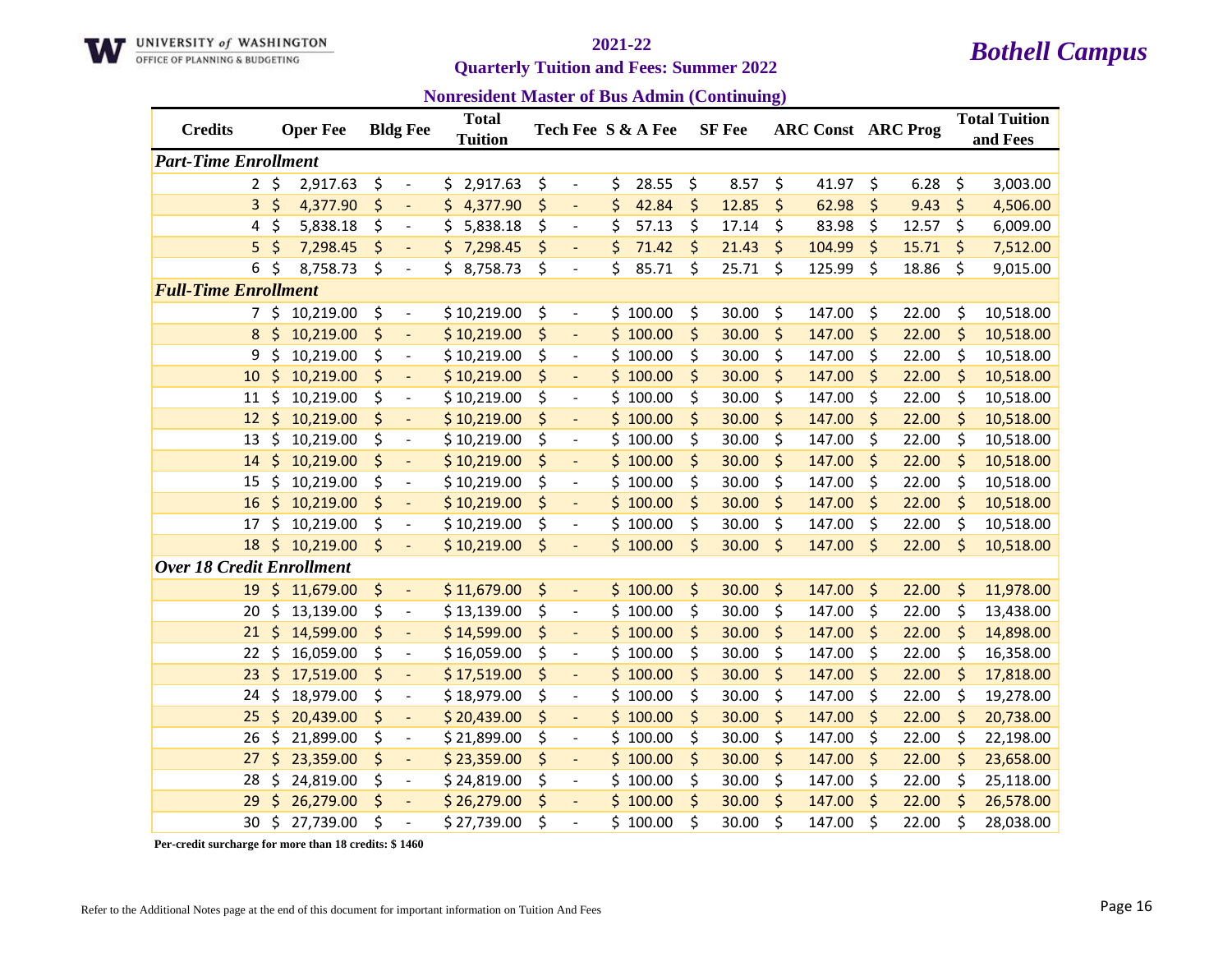UNIVERSITY *of* WASHINGTON
OFFICE OF PLANNING & BUDGETING

# 2021-22

## Quarterly Tuition and Fees: Summer 2022

## *Bothell Campus*

### Nonresident Master of Bus Admin (Continuing)

| Credits | Oper Fee | Bldg Fee | Total Tuition | Tech Fee | S & A Fee | SF Fee | ARC Const | ARC Prog | Total Tuition and Fees |
|---|---|---|---|---|---|---|---|---|---|
| ***Part-Time Enrollment*** | | | | | | | | | |
| 2 | $ 2,917.63 | $ - | $ 2,917.63 | $ - | $ 28.55 | $ 8.57 | $ 41.97 | $ 6.28 | $ 3,003.00 |
| 3 | $ 4,377.90 | $ - | $ 4,377.90 | $ - | $ 42.84 | $ 12.85 | $ 62.98 | $ 9.43 | $ 4,506.00 |
| 4 | $ 5,838.18 | $ - | $ 5,838.18 | $ - | $ 57.13 | $ 17.14 | $ 83.98 | $ 12.57 | $ 6,009.00 |
| 5 | $ 7,298.45 | $ - | $ 7,298.45 | $ - | $ 71.42 | $ 21.43 | $ 104.99 | $ 15.71 | $ 7,512.00 |
| 6 | $ 8,758.73 | $ - | $ 8,758.73 | $ - | $ 85.71 | $ 25.71 | $ 125.99 | $ 18.86 | $ 9,015.00 |
| ***Full-Time Enrollment*** | | | | | | | | | |
| 7 | $ 10,219.00 | $ - | $ 10,219.00 | $ - | $ 100.00 | $ 30.00 | $ 147.00 | $ 22.00 | $ 10,518.00 |
| 8 | $ 10,219.00 | $ - | $ 10,219.00 | $ - | $ 100.00 | $ 30.00 | $ 147.00 | $ 22.00 | $ 10,518.00 |
| 9 | $ 10,219.00 | $ - | $ 10,219.00 | $ - | $ 100.00 | $ 30.00 | $ 147.00 | $ 22.00 | $ 10,518.00 |
| 10 | $ 10,219.00 | $ - | $ 10,219.00 | $ - | $ 100.00 | $ 30.00 | $ 147.00 | $ 22.00 | $ 10,518.00 |
| 11 | $ 10,219.00 | $ - | $ 10,219.00 | $ - | $ 100.00 | $ 30.00 | $ 147.00 | $ 22.00 | $ 10,518.00 |
| 12 | $ 10,219.00 | $ - | $ 10,219.00 | $ - | $ 100.00 | $ 30.00 | $ 147.00 | $ 22.00 | $ 10,518.00 |
| 13 | $ 10,219.00 | $ - | $ 10,219.00 | $ - | $ 100.00 | $ 30.00 | $ 147.00 | $ 22.00 | $ 10,518.00 |
| 14 | $ 10,219.00 | $ - | $ 10,219.00 | $ - | $ 100.00 | $ 30.00 | $ 147.00 | $ 22.00 | $ 10,518.00 |
| 15 | $ 10,219.00 | $ - | $ 10,219.00 | $ - | $ 100.00 | $ 30.00 | $ 147.00 | $ 22.00 | $ 10,518.00 |
| 16 | $ 10,219.00 | $ - | $ 10,219.00 | $ - | $ 100.00 | $ 30.00 | $ 147.00 | $ 22.00 | $ 10,518.00 |
| 17 | $ 10,219.00 | $ - | $ 10,219.00 | $ - | $ 100.00 | $ 30.00 | $ 147.00 | $ 22.00 | $ 10,518.00 |
| 18 | $ 10,219.00 | $ - | $ 10,219.00 | $ - | $ 100.00 | $ 30.00 | $ 147.00 | $ 22.00 | $ 10,518.00 |
| ***Over 18 Credit Enrollment*** | | | | | | | | | |
| 19 | $ 11,679.00 | $ - | $ 11,679.00 | $ - | $ 100.00 | $ 30.00 | $ 147.00 | $ 22.00 | $ 11,978.00 |
| 20 | $ 13,139.00 | $ - | $ 13,139.00 | $ - | $ 100.00 | $ 30.00 | $ 147.00 | $ 22.00 | $ 13,438.00 |
| 21 | $ 14,599.00 | $ - | $ 14,599.00 | $ - | $ 100.00 | $ 30.00 | $ 147.00 | $ 22.00 | $ 14,898.00 |
| 22 | $ 16,059.00 | $ - | $ 16,059.00 | $ - | $ 100.00 | $ 30.00 | $ 147.00 | $ 22.00 | $ 16,358.00 |
| 23 | $ 17,519.00 | $ - | $ 17,519.00 | $ - | $ 100.00 | $ 30.00 | $ 147.00 | $ 22.00 | $ 17,818.00 |
| 24 | $ 18,979.00 | $ - | $ 18,979.00 | $ - | $ 100.00 | $ 30.00 | $ 147.00 | $ 22.00 | $ 19,278.00 |
| 25 | $ 20,439.00 | $ - | $ 20,439.00 | $ - | $ 100.00 | $ 30.00 | $ 147.00 | $ 22.00 | $ 20,738.00 |
| 26 | $ 21,899.00 | $ - | $ 21,899.00 | $ - | $ 100.00 | $ 30.00 | $ 147.00 | $ 22.00 | $ 22,198.00 |
| 27 | $ 23,359.00 | $ - | $ 23,359.00 | $ - | $ 100.00 | $ 30.00 | $ 147.00 | $ 22.00 | $ 23,658.00 |
| 28 | $ 24,819.00 | $ - | $ 24,819.00 | $ - | $ 100.00 | $ 30.00 | $ 147.00 | $ 22.00 | $ 25,118.00 |
| 29 | $ 26,279.00 | $ - | $ 26,279.00 | $ - | $ 100.00 | $ 30.00 | $ 147.00 | $ 22.00 | $ 26,578.00 |
| 30 | $ 27,739.00 | $ - | $ 27,739.00 | $ - | $ 100.00 | $ 30.00 | $ 147.00 | $ 22.00 | $ 28,038.00 |

**Per-credit surcharge for more than 18 credits: $ 1460**

Refer to the Additional Notes page at the end of this document for important information on Tuition And Fees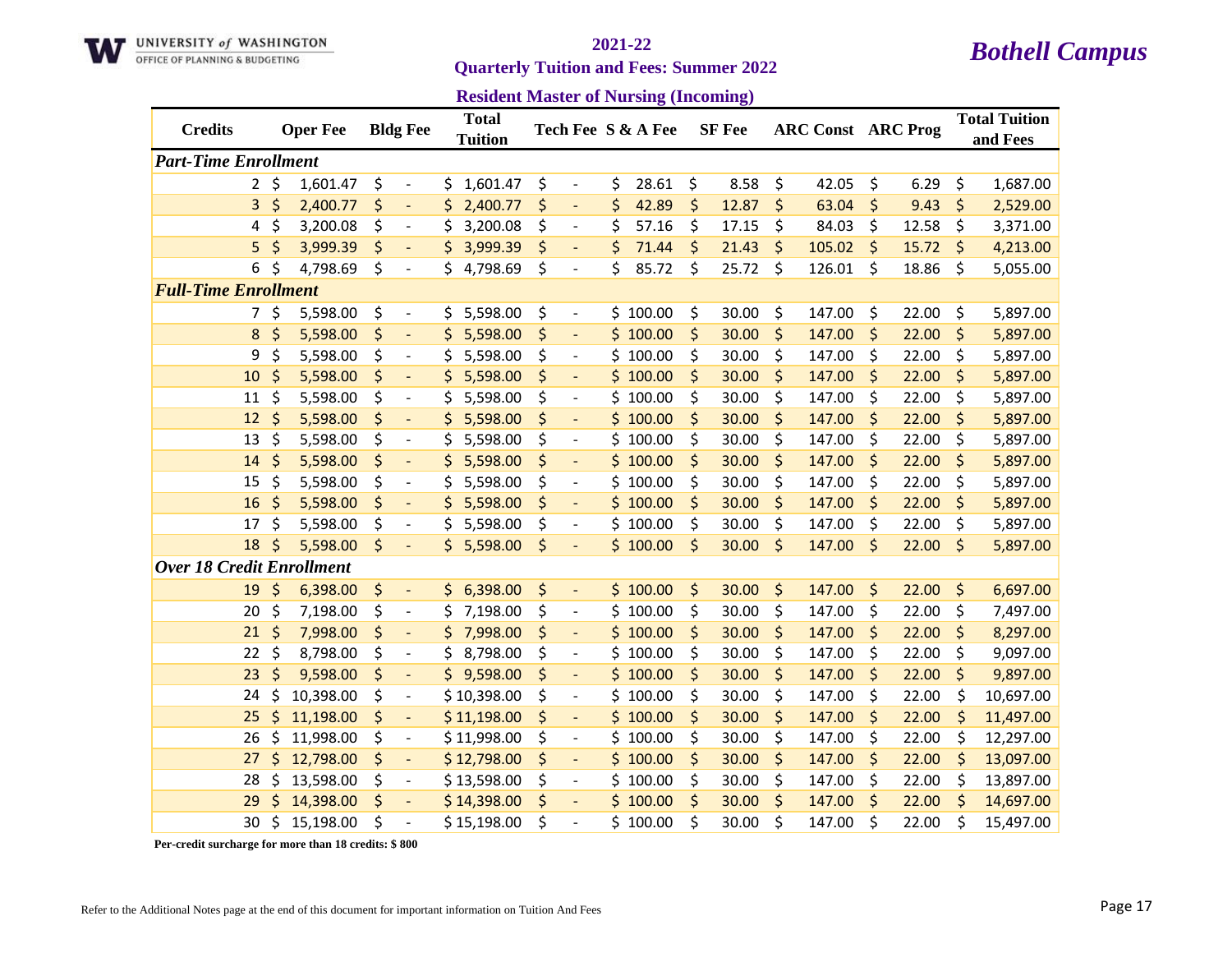UNIVERSITY *of* WASHINGTON
OFFICE OF PLANNING & BUDGETING

# 2021-22

## Quarterly Tuition and Fees: Summer 2022

## *Bothell Campus*

### Resident Master of Nursing (Incoming)

| Credits | Oper Fee | Bldg Fee | Total Tuition | Tech Fee | S & A Fee | SF Fee | ARC Const | ARC Prog | Total Tuition and Fees |
|---|---|---|---|---|---|---|---|---|---|
| ***Part-Time Enrollment*** | | | | | | | | | |
| 2 | $ 1,601.47 | $ - | $ 1,601.47 | $ - | $ 28.61 | $ 8.58 | $ 42.05 | $ 6.29 | $ 1,687.00 |
| 3 | $ 2,400.77 | $ - | $ 2,400.77 | $ - | $ 42.89 | $ 12.87 | $ 63.04 | $ 9.43 | $ 2,529.00 |
| 4 | $ 3,200.08 | $ - | $ 3,200.08 | $ - | $ 57.16 | $ 17.15 | $ 84.03 | $ 12.58 | $ 3,371.00 |
| 5 | $ 3,999.39 | $ - | $ 3,999.39 | $ - | $ 71.44 | $ 21.43 | $ 105.02 | $ 15.72 | $ 4,213.00 |
| 6 | $ 4,798.69 | $ - | $ 4,798.69 | $ - | $ 85.72 | $ 25.72 | $ 126.01 | $ 18.86 | $ 5,055.00 |
| ***Full-Time Enrollment*** | | | | | | | | | |
| 7 | $ 5,598.00 | $ - | $ 5,598.00 | $ - | $ 100.00 | $ 30.00 | $ 147.00 | $ 22.00 | $ 5,897.00 |
| 8 | $ 5,598.00 | $ - | $ 5,598.00 | $ - | $ 100.00 | $ 30.00 | $ 147.00 | $ 22.00 | $ 5,897.00 |
| 9 | $ 5,598.00 | $ - | $ 5,598.00 | $ - | $ 100.00 | $ 30.00 | $ 147.00 | $ 22.00 | $ 5,897.00 |
| 10 | $ 5,598.00 | $ - | $ 5,598.00 | $ - | $ 100.00 | $ 30.00 | $ 147.00 | $ 22.00 | $ 5,897.00 |
| 11 | $ 5,598.00 | $ - | $ 5,598.00 | $ - | $ 100.00 | $ 30.00 | $ 147.00 | $ 22.00 | $ 5,897.00 |
| 12 | $ 5,598.00 | $ - | $ 5,598.00 | $ - | $ 100.00 | $ 30.00 | $ 147.00 | $ 22.00 | $ 5,897.00 |
| 13 | $ 5,598.00 | $ - | $ 5,598.00 | $ - | $ 100.00 | $ 30.00 | $ 147.00 | $ 22.00 | $ 5,897.00 |
| 14 | $ 5,598.00 | $ - | $ 5,598.00 | $ - | $ 100.00 | $ 30.00 | $ 147.00 | $ 22.00 | $ 5,897.00 |
| 15 | $ 5,598.00 | $ - | $ 5,598.00 | $ - | $ 100.00 | $ 30.00 | $ 147.00 | $ 22.00 | $ 5,897.00 |
| 16 | $ 5,598.00 | $ - | $ 5,598.00 | $ - | $ 100.00 | $ 30.00 | $ 147.00 | $ 22.00 | $ 5,897.00 |
| 17 | $ 5,598.00 | $ - | $ 5,598.00 | $ - | $ 100.00 | $ 30.00 | $ 147.00 | $ 22.00 | $ 5,897.00 |
| 18 | $ 5,598.00 | $ - | $ 5,598.00 | $ - | $ 100.00 | $ 30.00 | $ 147.00 | $ 22.00 | $ 5,897.00 |
| ***Over 18 Credit Enrollment*** | | | | | | | | | |
| 19 | $ 6,398.00 | $ - | $ 6,398.00 | $ - | $ 100.00 | $ 30.00 | $ 147.00 | $ 22.00 | $ 6,697.00 |
| 20 | $ 7,198.00 | $ - | $ 7,198.00 | $ - | $ 100.00 | $ 30.00 | $ 147.00 | $ 22.00 | $ 7,497.00 |
| 21 | $ 7,998.00 | $ - | $ 7,998.00 | $ - | $ 100.00 | $ 30.00 | $ 147.00 | $ 22.00 | $ 8,297.00 |
| 22 | $ 8,798.00 | $ - | $ 8,798.00 | $ - | $ 100.00 | $ 30.00 | $ 147.00 | $ 22.00 | $ 9,097.00 |
| 23 | $ 9,598.00 | $ - | $ 9,598.00 | $ - | $ 100.00 | $ 30.00 | $ 147.00 | $ 22.00 | $ 9,897.00 |
| 24 | $ 10,398.00 | $ - | $ 10,398.00 | $ - | $ 100.00 | $ 30.00 | $ 147.00 | $ 22.00 | $ 10,697.00 |
| 25 | $ 11,198.00 | $ - | $ 11,198.00 | $ - | $ 100.00 | $ 30.00 | $ 147.00 | $ 22.00 | $ 11,497.00 |
| 26 | $ 11,998.00 | $ - | $ 11,998.00 | $ - | $ 100.00 | $ 30.00 | $ 147.00 | $ 22.00 | $ 12,297.00 |
| 27 | $ 12,798.00 | $ - | $ 12,798.00 | $ - | $ 100.00 | $ 30.00 | $ 147.00 | $ 22.00 | $ 13,097.00 |
| 28 | $ 13,598.00 | $ - | $ 13,598.00 | $ - | $ 100.00 | $ 30.00 | $ 147.00 | $ 22.00 | $ 13,897.00 |
| 29 | $ 14,398.00 | $ - | $ 14,398.00 | $ - | $ 100.00 | $ 30.00 | $ 147.00 | $ 22.00 | $ 14,697.00 |
| 30 | $ 15,198.00 | $ - | $ 15,198.00 | $ - | $ 100.00 | $ 30.00 | $ 147.00 | $ 22.00 | $ 15,497.00 |

**Per-credit surcharge for more than 18 credits: $ 800**

Refer to the Additional Notes page at the end of this document for important information on Tuition And Fees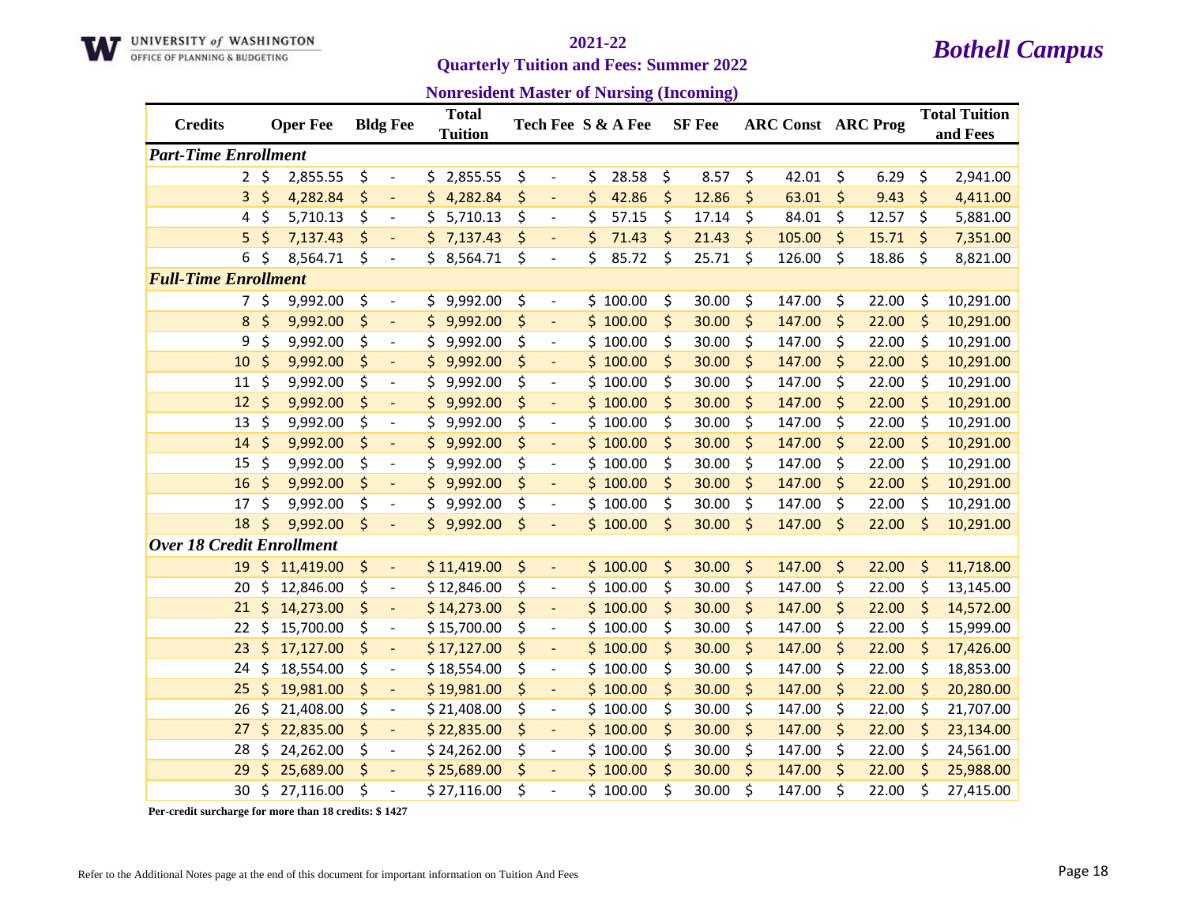UNIVERSITY of WASHINGTON
OFFICE OF PLANNING & BUDGETING

# 2021-22
## Quarterly Tuition and Fees: Summer 2022

*Bothell Campus*

### Nonresident Master of Nursing (Incoming)

| Credits | Oper Fee | Bldg Fee | Total Tuition | Tech Fee | S & A Fee | SF Fee | ARC Const | ARC Prog | Total Tuition and Fees |
|---|---|---|---|---|---|---|---|---|---|
| ***Part-Time Enrollment*** | | | | | | | | | |
| 2 | $ 2,855.55 | $ - | $ 2,855.55 | $ - | $ 28.58 | $ 8.57 | $ 42.01 | $ 6.29 | $ 2,941.00 |
| 3 | $ 4,282.84 | $ - | $ 4,282.84 | $ - | $ 42.86 | $ 12.86 | $ 63.01 | $ 9.43 | $ 4,411.00 |
| 4 | $ 5,710.13 | $ - | $ 5,710.13 | $ - | $ 57.15 | $ 17.14 | $ 84.01 | $ 12.57 | $ 5,881.00 |
| 5 | $ 7,137.43 | $ - | $ 7,137.43 | $ - | $ 71.43 | $ 21.43 | $ 105.00 | $ 15.71 | $ 7,351.00 |
| 6 | $ 8,564.71 | $ - | $ 8,564.71 | $ - | $ 85.72 | $ 25.71 | $ 126.00 | $ 18.86 | $ 8,821.00 |
| ***Full-Time Enrollment*** | | | | | | | | | |
| 7 | $ 9,992.00 | $ - | $ 9,992.00 | $ - | $ 100.00 | $ 30.00 | $ 147.00 | $ 22.00 | $ 10,291.00 |
| 8 | $ 9,992.00 | $ - | $ 9,992.00 | $ - | $ 100.00 | $ 30.00 | $ 147.00 | $ 22.00 | $ 10,291.00 |
| 9 | $ 9,992.00 | $ - | $ 9,992.00 | $ - | $ 100.00 | $ 30.00 | $ 147.00 | $ 22.00 | $ 10,291.00 |
| 10 | $ 9,992.00 | $ - | $ 9,992.00 | $ - | $ 100.00 | $ 30.00 | $ 147.00 | $ 22.00 | $ 10,291.00 |
| 11 | $ 9,992.00 | $ - | $ 9,992.00 | $ - | $ 100.00 | $ 30.00 | $ 147.00 | $ 22.00 | $ 10,291.00 |
| 12 | $ 9,992.00 | $ - | $ 9,992.00 | $ - | $ 100.00 | $ 30.00 | $ 147.00 | $ 22.00 | $ 10,291.00 |
| 13 | $ 9,992.00 | $ - | $ 9,992.00 | $ - | $ 100.00 | $ 30.00 | $ 147.00 | $ 22.00 | $ 10,291.00 |
| 14 | $ 9,992.00 | $ - | $ 9,992.00 | $ - | $ 100.00 | $ 30.00 | $ 147.00 | $ 22.00 | $ 10,291.00 |
| 15 | $ 9,992.00 | $ - | $ 9,992.00 | $ - | $ 100.00 | $ 30.00 | $ 147.00 | $ 22.00 | $ 10,291.00 |
| 16 | $ 9,992.00 | $ - | $ 9,992.00 | $ - | $ 100.00 | $ 30.00 | $ 147.00 | $ 22.00 | $ 10,291.00 |
| 17 | $ 9,992.00 | $ - | $ 9,992.00 | $ - | $ 100.00 | $ 30.00 | $ 147.00 | $ 22.00 | $ 10,291.00 |
| 18 | $ 9,992.00 | $ - | $ 9,992.00 | $ - | $ 100.00 | $ 30.00 | $ 147.00 | $ 22.00 | $ 10,291.00 |
| ***Over 18 Credit Enrollment*** | | | | | | | | | |
| 19 | $ 11,419.00 | $ - | $ 11,419.00 | $ - | $ 100.00 | $ 30.00 | $ 147.00 | $ 22.00 | $ 11,718.00 |
| 20 | $ 12,846.00 | $ - | $ 12,846.00 | $ - | $ 100.00 | $ 30.00 | $ 147.00 | $ 22.00 | $ 13,145.00 |
| 21 | $ 14,273.00 | $ - | $ 14,273.00 | $ - | $ 100.00 | $ 30.00 | $ 147.00 | $ 22.00 | $ 14,572.00 |
| 22 | $ 15,700.00 | $ - | $ 15,700.00 | $ - | $ 100.00 | $ 30.00 | $ 147.00 | $ 22.00 | $ 15,999.00 |
| 23 | $ 17,127.00 | $ - | $ 17,127.00 | $ - | $ 100.00 | $ 30.00 | $ 147.00 | $ 22.00 | $ 17,426.00 |
| 24 | $ 18,554.00 | $ - | $ 18,554.00 | $ - | $ 100.00 | $ 30.00 | $ 147.00 | $ 22.00 | $ 18,853.00 |
| 25 | $ 19,981.00 | $ - | $ 19,981.00 | $ - | $ 100.00 | $ 30.00 | $ 147.00 | $ 22.00 | $ 20,280.00 |
| 26 | $ 21,408.00 | $ - | $ 21,408.00 | $ - | $ 100.00 | $ 30.00 | $ 147.00 | $ 22.00 | $ 21,707.00 |
| 27 | $ 22,835.00 | $ - | $ 22,835.00 | $ - | $ 100.00 | $ 30.00 | $ 147.00 | $ 22.00 | $ 23,134.00 |
| 28 | $ 24,262.00 | $ - | $ 24,262.00 | $ - | $ 100.00 | $ 30.00 | $ 147.00 | $ 22.00 | $ 24,561.00 |
| 29 | $ 25,689.00 | $ - | $ 25,689.00 | $ - | $ 100.00 | $ 30.00 | $ 147.00 | $ 22.00 | $ 25,988.00 |
| 30 | $ 27,116.00 | $ - | $ 27,116.00 | $ - | $ 100.00 | $ 30.00 | $ 147.00 | $ 22.00 | $ 27,415.00 |

**Per-credit surcharge for more than 18 credits: $ 1427**

Refer to the Additional Notes page at the end of this document for important information on Tuition And Fees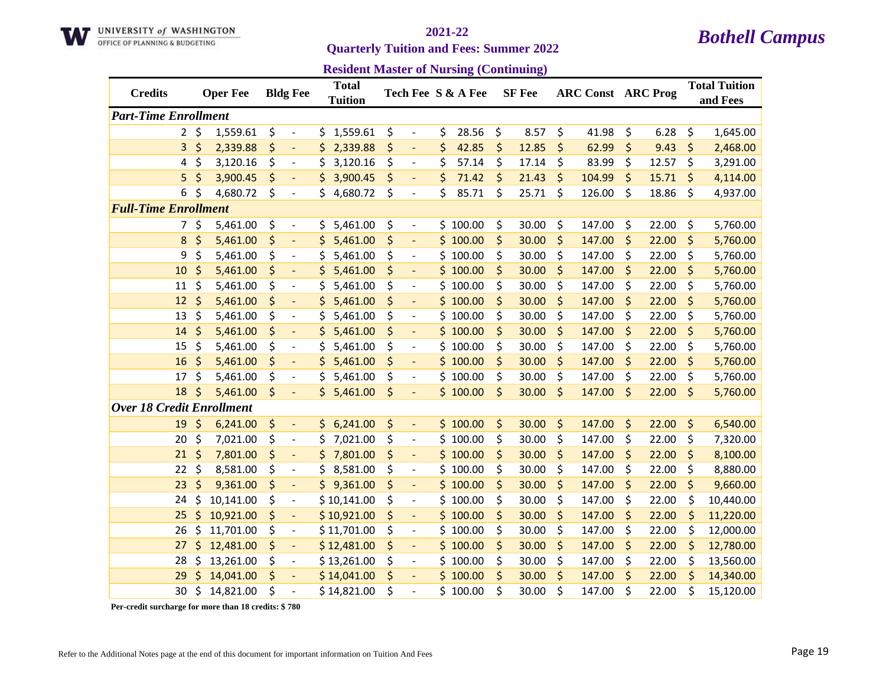UNIVERSITY of WASHINGTON
OFFICE OF PLANNING & BUDGETING

## 2021-22

## Quarterly Tuition and Fees: Summer 2022

## *Bothell Campus*

### Resident Master of Nursing (Continuing)

| Credits | Oper Fee | Bldg Fee | Total Tuition | Tech Fee | S & A Fee | SF Fee | ARC Const | ARC Prog | Total Tuition and Fees |
|---|---|---|---|---|---|---|---|---|---|
| ***Part-Time Enrollment*** | | | | | | | | | |
| 2 | $ 1,559.61 | $ - | $ 1,559.61 | $ - | $ 28.56 | $ 8.57 | $ 41.98 | $ 6.28 | $ 1,645.00 |
| 3 | $ 2,339.88 | $ - | $ 2,339.88 | $ - | $ 42.85 | $ 12.85 | $ 62.99 | $ 9.43 | $ 2,468.00 |
| 4 | $ 3,120.16 | $ - | $ 3,120.16 | $ - | $ 57.14 | $ 17.14 | $ 83.99 | $ 12.57 | $ 3,291.00 |
| 5 | $ 3,900.45 | $ - | $ 3,900.45 | $ - | $ 71.42 | $ 21.43 | $ 104.99 | $ 15.71 | $ 4,114.00 |
| 6 | $ 4,680.72 | $ - | $ 4,680.72 | $ - | $ 85.71 | $ 25.71 | $ 126.00 | $ 18.86 | $ 4,937.00 |
| ***Full-Time Enrollment*** | | | | | | | | | |
| 7 | $ 5,461.00 | $ - | $ 5,461.00 | $ - | $ 100.00 | $ 30.00 | $ 147.00 | $ 22.00 | $ 5,760.00 |
| 8 | $ 5,461.00 | $ - | $ 5,461.00 | $ - | $ 100.00 | $ 30.00 | $ 147.00 | $ 22.00 | $ 5,760.00 |
| 9 | $ 5,461.00 | $ - | $ 5,461.00 | $ - | $ 100.00 | $ 30.00 | $ 147.00 | $ 22.00 | $ 5,760.00 |
| 10 | $ 5,461.00 | $ - | $ 5,461.00 | $ - | $ 100.00 | $ 30.00 | $ 147.00 | $ 22.00 | $ 5,760.00 |
| 11 | $ 5,461.00 | $ - | $ 5,461.00 | $ - | $ 100.00 | $ 30.00 | $ 147.00 | $ 22.00 | $ 5,760.00 |
| 12 | $ 5,461.00 | $ - | $ 5,461.00 | $ - | $ 100.00 | $ 30.00 | $ 147.00 | $ 22.00 | $ 5,760.00 |
| 13 | $ 5,461.00 | $ - | $ 5,461.00 | $ - | $ 100.00 | $ 30.00 | $ 147.00 | $ 22.00 | $ 5,760.00 |
| 14 | $ 5,461.00 | $ - | $ 5,461.00 | $ - | $ 100.00 | $ 30.00 | $ 147.00 | $ 22.00 | $ 5,760.00 |
| 15 | $ 5,461.00 | $ - | $ 5,461.00 | $ - | $ 100.00 | $ 30.00 | $ 147.00 | $ 22.00 | $ 5,760.00 |
| 16 | $ 5,461.00 | $ - | $ 5,461.00 | $ - | $ 100.00 | $ 30.00 | $ 147.00 | $ 22.00 | $ 5,760.00 |
| 17 | $ 5,461.00 | $ - | $ 5,461.00 | $ - | $ 100.00 | $ 30.00 | $ 147.00 | $ 22.00 | $ 5,760.00 |
| 18 | $ 5,461.00 | $ - | $ 5,461.00 | $ - | $ 100.00 | $ 30.00 | $ 147.00 | $ 22.00 | $ 5,760.00 |
| ***Over 18 Credit Enrollment*** | | | | | | | | | |
| 19 | $ 6,241.00 | $ - | $ 6,241.00 | $ - | $ 100.00 | $ 30.00 | $ 147.00 | $ 22.00 | $ 6,540.00 |
| 20 | $ 7,021.00 | $ - | $ 7,021.00 | $ - | $ 100.00 | $ 30.00 | $ 147.00 | $ 22.00 | $ 7,320.00 |
| 21 | $ 7,801.00 | $ - | $ 7,801.00 | $ - | $ 100.00 | $ 30.00 | $ 147.00 | $ 22.00 | $ 8,100.00 |
| 22 | $ 8,581.00 | $ - | $ 8,581.00 | $ - | $ 100.00 | $ 30.00 | $ 147.00 | $ 22.00 | $ 8,880.00 |
| 23 | $ 9,361.00 | $ - | $ 9,361.00 | $ - | $ 100.00 | $ 30.00 | $ 147.00 | $ 22.00 | $ 9,660.00 |
| 24 | $ 10,141.00 | $ - | $ 10,141.00 | $ - | $ 100.00 | $ 30.00 | $ 147.00 | $ 22.00 | $ 10,440.00 |
| 25 | $ 10,921.00 | $ - | $ 10,921.00 | $ - | $ 100.00 | $ 30.00 | $ 147.00 | $ 22.00 | $ 11,220.00 |
| 26 | $ 11,701.00 | $ - | $ 11,701.00 | $ - | $ 100.00 | $ 30.00 | $ 147.00 | $ 22.00 | $ 12,000.00 |
| 27 | $ 12,481.00 | $ - | $ 12,481.00 | $ - | $ 100.00 | $ 30.00 | $ 147.00 | $ 22.00 | $ 12,780.00 |
| 28 | $ 13,261.00 | $ - | $ 13,261.00 | $ - | $ 100.00 | $ 30.00 | $ 147.00 | $ 22.00 | $ 13,560.00 |
| 29 | $ 14,041.00 | $ - | $ 14,041.00 | $ - | $ 100.00 | $ 30.00 | $ 147.00 | $ 22.00 | $ 14,340.00 |
| 30 | $ 14,821.00 | $ - | $ 14,821.00 | $ - | $ 100.00 | $ 30.00 | $ 147.00 | $ 22.00 | $ 15,120.00 |

**Per-credit surcharge for more than 18 credits: $ 780**

Refer to the Additional Notes page at the end of this document for important information on Tuition And Fees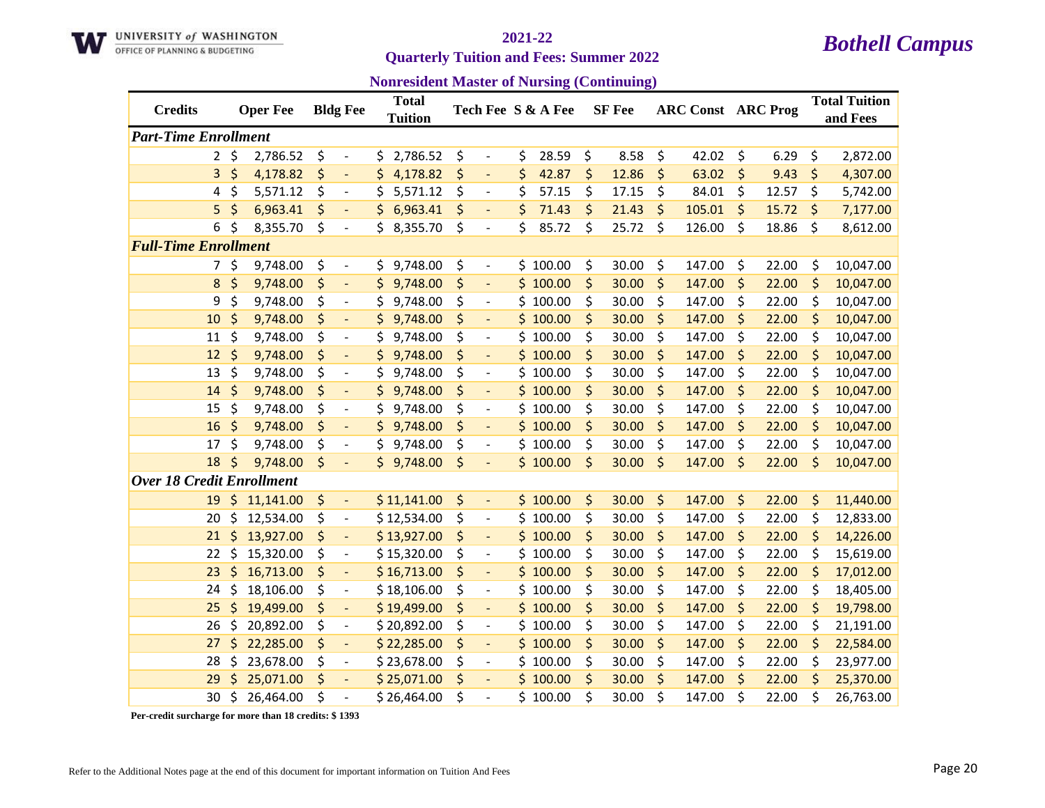UNIVERSITY *of* WASHINGTON
OFFICE OF PLANNING & BUDGETING

# 2021-22

## Quarterly Tuition and Fees: Summer 2022

## *Bothell Campus*

### Nonresident Master of Nursing (Continuing)

| Credits | Oper Fee | Bldg Fee | Total Tuition | Tech Fee | S & A Fee | SF Fee | ARC Const | ARC Prog | Total Tuition and Fees |
|---|---|---|---|---|---|---|---|---|---|
| ***Part-Time Enrollment*** | | | | | | | | | |
| 2 | $ 2,786.52 | $ - | $ 2,786.52 | $ - | $ 28.59 | $ 8.58 | $ 42.02 | $ 6.29 | $ 2,872.00 |
| 3 | $ 4,178.82 | $ - | $ 4,178.82 | $ - | $ 42.87 | $ 12.86 | $ 63.02 | $ 9.43 | $ 4,307.00 |
| 4 | $ 5,571.12 | $ - | $ 5,571.12 | $ - | $ 57.15 | $ 17.15 | $ 84.01 | $ 12.57 | $ 5,742.00 |
| 5 | $ 6,963.41 | $ - | $ 6,963.41 | $ - | $ 71.43 | $ 21.43 | $ 105.01 | $ 15.72 | $ 7,177.00 |
| 6 | $ 8,355.70 | $ - | $ 8,355.70 | $ - | $ 85.72 | $ 25.72 | $ 126.00 | $ 18.86 | $ 8,612.00 |
| ***Full-Time Enrollment*** | | | | | | | | | |
| 7 | $ 9,748.00 | $ - | $ 9,748.00 | $ - | $ 100.00 | $ 30.00 | $ 147.00 | $ 22.00 | $ 10,047.00 |
| 8 | $ 9,748.00 | $ - | $ 9,748.00 | $ - | $ 100.00 | $ 30.00 | $ 147.00 | $ 22.00 | $ 10,047.00 |
| 9 | $ 9,748.00 | $ - | $ 9,748.00 | $ - | $ 100.00 | $ 30.00 | $ 147.00 | $ 22.00 | $ 10,047.00 |
| 10 | $ 9,748.00 | $ - | $ 9,748.00 | $ - | $ 100.00 | $ 30.00 | $ 147.00 | $ 22.00 | $ 10,047.00 |
| 11 | $ 9,748.00 | $ - | $ 9,748.00 | $ - | $ 100.00 | $ 30.00 | $ 147.00 | $ 22.00 | $ 10,047.00 |
| 12 | $ 9,748.00 | $ - | $ 9,748.00 | $ - | $ 100.00 | $ 30.00 | $ 147.00 | $ 22.00 | $ 10,047.00 |
| 13 | $ 9,748.00 | $ - | $ 9,748.00 | $ - | $ 100.00 | $ 30.00 | $ 147.00 | $ 22.00 | $ 10,047.00 |
| 14 | $ 9,748.00 | $ - | $ 9,748.00 | $ - | $ 100.00 | $ 30.00 | $ 147.00 | $ 22.00 | $ 10,047.00 |
| 15 | $ 9,748.00 | $ - | $ 9,748.00 | $ - | $ 100.00 | $ 30.00 | $ 147.00 | $ 22.00 | $ 10,047.00 |
| 16 | $ 9,748.00 | $ - | $ 9,748.00 | $ - | $ 100.00 | $ 30.00 | $ 147.00 | $ 22.00 | $ 10,047.00 |
| 17 | $ 9,748.00 | $ - | $ 9,748.00 | $ - | $ 100.00 | $ 30.00 | $ 147.00 | $ 22.00 | $ 10,047.00 |
| 18 | $ 9,748.00 | $ - | $ 9,748.00 | $ - | $ 100.00 | $ 30.00 | $ 147.00 | $ 22.00 | $ 10,047.00 |
| ***Over 18 Credit Enrollment*** | | | | | | | | | |
| 19 | $ 11,141.00 | $ - | $ 11,141.00 | $ - | $ 100.00 | $ 30.00 | $ 147.00 | $ 22.00 | $ 11,440.00 |
| 20 | $ 12,534.00 | $ - | $ 12,534.00 | $ - | $ 100.00 | $ 30.00 | $ 147.00 | $ 22.00 | $ 12,833.00 |
| 21 | $ 13,927.00 | $ - | $ 13,927.00 | $ - | $ 100.00 | $ 30.00 | $ 147.00 | $ 22.00 | $ 14,226.00 |
| 22 | $ 15,320.00 | $ - | $ 15,320.00 | $ - | $ 100.00 | $ 30.00 | $ 147.00 | $ 22.00 | $ 15,619.00 |
| 23 | $ 16,713.00 | $ - | $ 16,713.00 | $ - | $ 100.00 | $ 30.00 | $ 147.00 | $ 22.00 | $ 17,012.00 |
| 24 | $ 18,106.00 | $ - | $ 18,106.00 | $ - | $ 100.00 | $ 30.00 | $ 147.00 | $ 22.00 | $ 18,405.00 |
| 25 | $ 19,499.00 | $ - | $ 19,499.00 | $ - | $ 100.00 | $ 30.00 | $ 147.00 | $ 22.00 | $ 19,798.00 |
| 26 | $ 20,892.00 | $ - | $ 20,892.00 | $ - | $ 100.00 | $ 30.00 | $ 147.00 | $ 22.00 | $ 21,191.00 |
| 27 | $ 22,285.00 | $ - | $ 22,285.00 | $ - | $ 100.00 | $ 30.00 | $ 147.00 | $ 22.00 | $ 22,584.00 |
| 28 | $ 23,678.00 | $ - | $ 23,678.00 | $ - | $ 100.00 | $ 30.00 | $ 147.00 | $ 22.00 | $ 23,977.00 |
| 29 | $ 25,071.00 | $ - | $ 25,071.00 | $ - | $ 100.00 | $ 30.00 | $ 147.00 | $ 22.00 | $ 25,370.00 |
| 30 | $ 26,464.00 | $ - | $ 26,464.00 | $ - | $ 100.00 | $ 30.00 | $ 147.00 | $ 22.00 | $ 26,763.00 |

**Per-credit surcharge for more than 18 credits: $ 1393**

Refer to the Additional Notes page at the end of this document for important information on Tuition And Fees